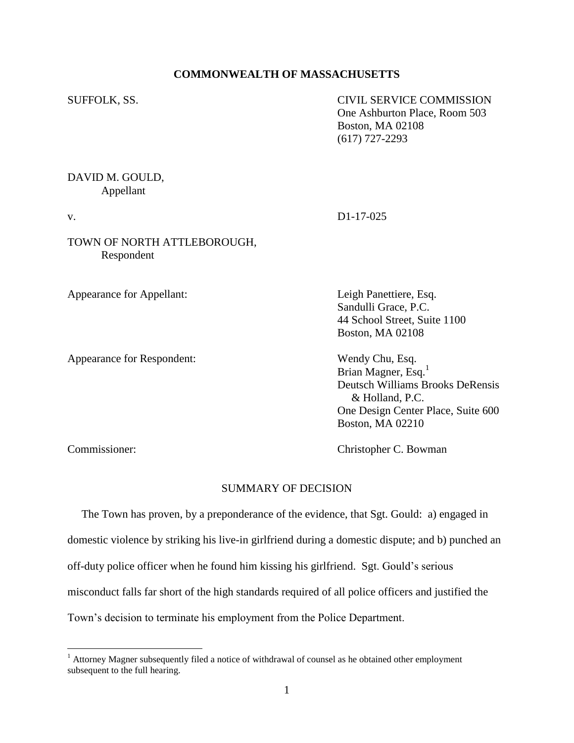**COMMONWEALTH OF MASSACHUSETTS**

SUFFOLK, SS.

CIVIL SERVICE COMMISSION
One Ashburton Place, Room 503
Boston, MA 02108
(617) 727-2293

DAVID M. GOULD,
Appellant

v. D1-17-025

TOWN OF NORTH ATTLEBOROUGH,
Respondent

Appearance for Appellant:

Leigh Panettiere, Esq.
Sandulli Grace, P.C.
44 School Street, Suite 1100
Boston, MA 02108

Appearance for Respondent:

Wendy Chu, Esq.
Brian Magner, Esq.[1]
Deutsch Williams Brooks DeRensis & Holland, P.C.
One Design Center Place, Suite 600
Boston, MA 02210

Commissioner: Christopher C. Bowman

SUMMARY OF DECISION

The Town has proven, by a preponderance of the evidence, that Sgt. Gould: a) engaged in domestic violence by striking his live-in girlfriend during a domestic dispute; and b) punched an off-duty police officer when he found him kissing his girlfriend. Sgt. Gould's serious misconduct falls far short of the high standards required of all police officers and justified the Town's decision to terminate his employment from the Police Department.

[1] Attorney Magner subsequently filed a notice of withdrawal of counsel as he obtained other employment subsequent to the full hearing.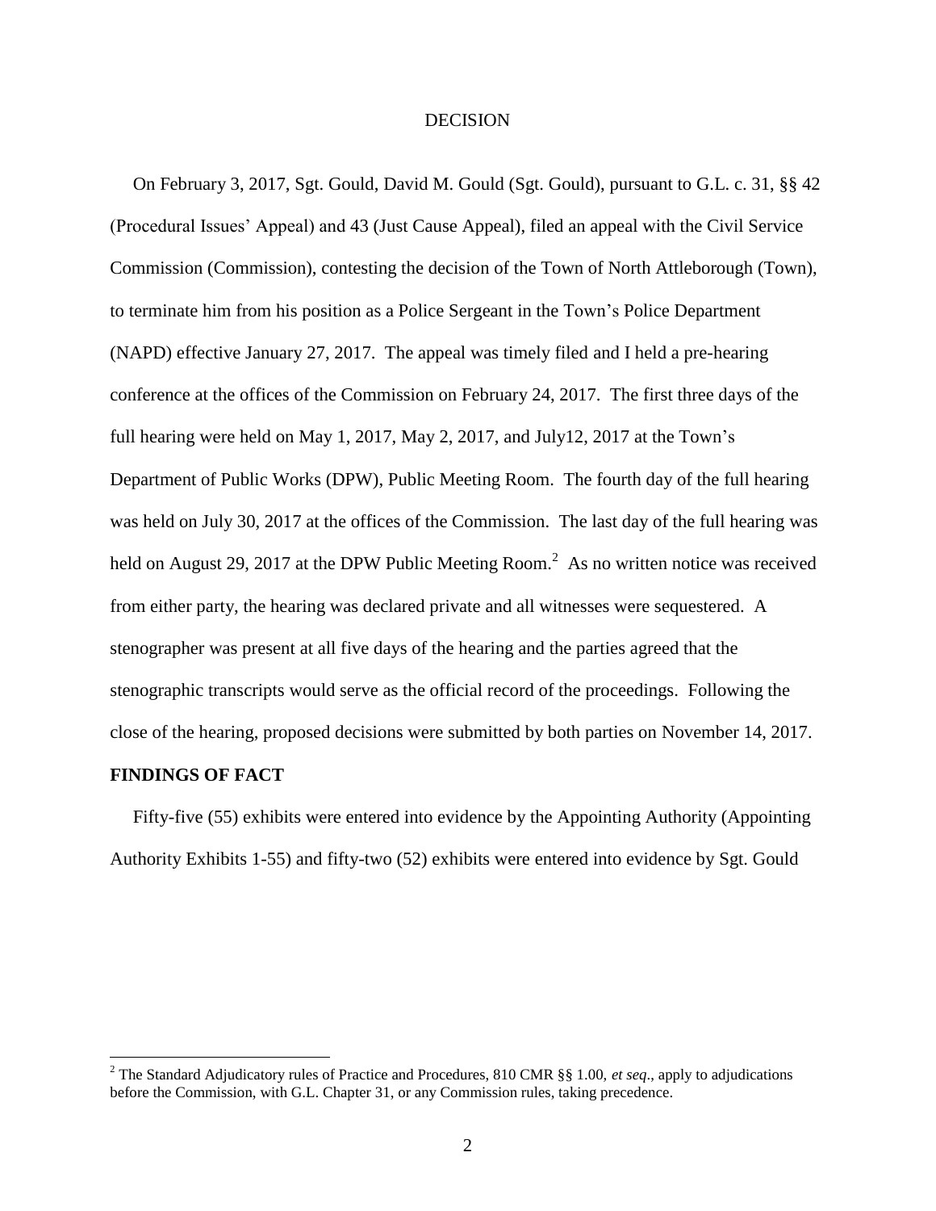DECISION

On February 3, 2017, Sgt. Gould, David M. Gould (Sgt. Gould), pursuant to G.L. c. 31, §§ 42 (Procedural Issues' Appeal) and 43 (Just Cause Appeal), filed an appeal with the Civil Service Commission (Commission), contesting the decision of the Town of North Attleborough (Town), to terminate him from his position as a Police Sergeant in the Town's Police Department (NAPD) effective January 27, 2017. The appeal was timely filed and I held a pre-hearing conference at the offices of the Commission on February 24, 2017. The first three days of the full hearing were held on May 1, 2017, May 2, 2017, and July12, 2017 at the Town's Department of Public Works (DPW), Public Meeting Room. The fourth day of the full hearing was held on July 30, 2017 at the offices of the Commission. The last day of the full hearing was held on August 29, 2017 at the DPW Public Meeting Room.[2] As no written notice was received from either party, the hearing was declared private and all witnesses were sequestered. A stenographer was present at all five days of the hearing and the parties agreed that the stenographic transcripts would serve as the official record of the proceedings. Following the close of the hearing, proposed decisions were submitted by both parties on November 14, 2017.

**FINDINGS OF FACT**

Fifty-five (55) exhibits were entered into evidence by the Appointing Authority (Appointing Authority Exhibits 1-55) and fifty-two (52) exhibits were entered into evidence by Sgt. Gould

[2] The Standard Adjudicatory rules of Practice and Procedures, 810 CMR §§ 1.00, *et seq*., apply to adjudications before the Commission, with G.L. Chapter 31, or any Commission rules, taking precedence.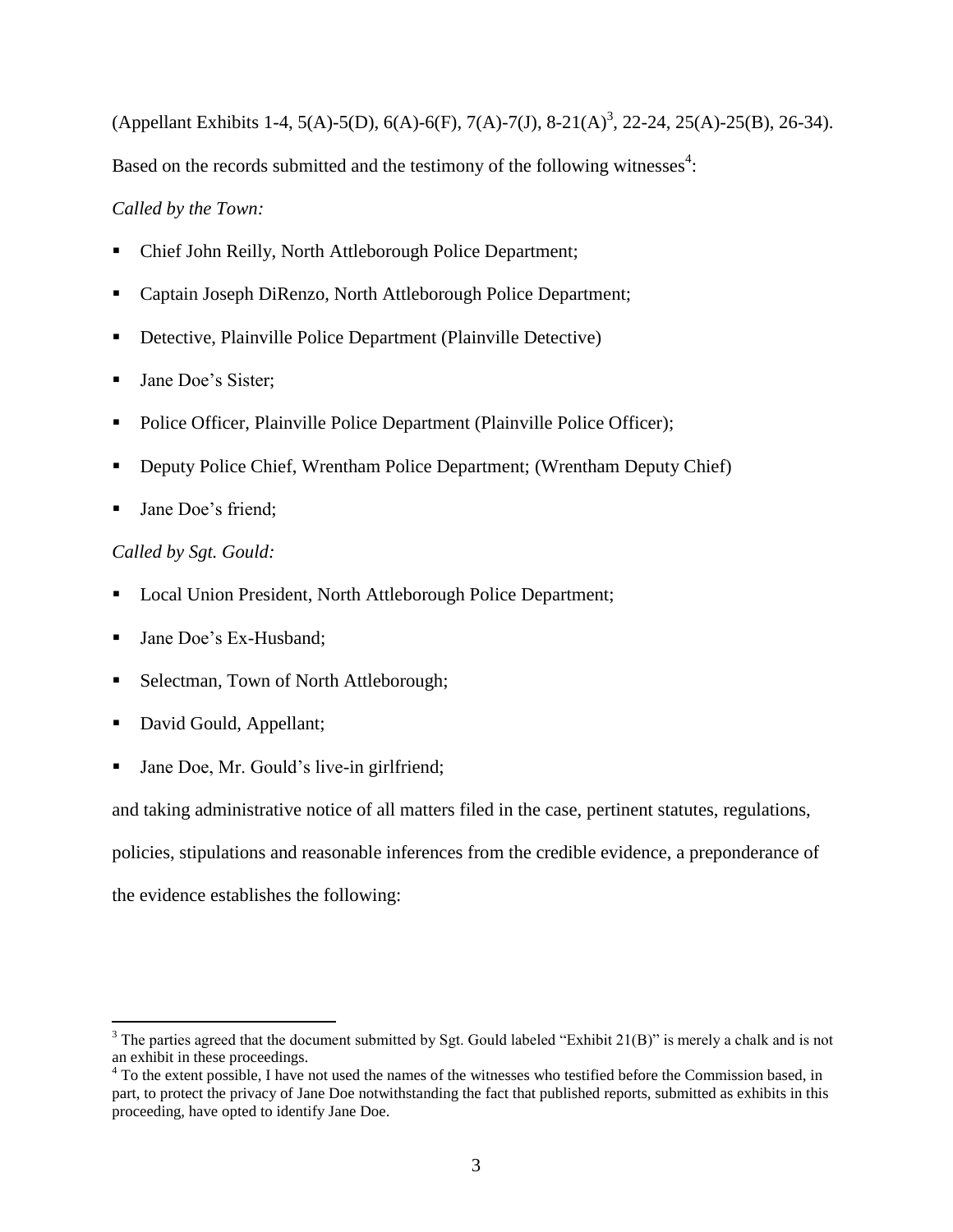(Appellant Exhibits 1-4, 5(A)-5(D), 6(A)-6(F), 7(A)-7(J), 8-21(A)[3], 22-24, 25(A)-25(B), 26-34).

Based on the records submitted and the testimony of the following witnesses[4]:

*Called by the Town:*

- Chief John Reilly, North Attleborough Police Department;
- Captain Joseph DiRenzo, North Attleborough Police Department;
- Detective, Plainville Police Department (Plainville Detective)
- Jane Doe's Sister;
- Police Officer, Plainville Police Department (Plainville Police Officer);
- Deputy Police Chief, Wrentham Police Department; (Wrentham Deputy Chief)
- Jane Doe's friend;

*Called by Sgt. Gould:*

- Local Union President, North Attleborough Police Department;
- Jane Doe's Ex-Husband;
- Selectman, Town of North Attleborough;
- David Gould, Appellant;
- Jane Doe, Mr. Gould's live-in girlfriend;

and taking administrative notice of all matters filed in the case, pertinent statutes, regulations, policies, stipulations and reasonable inferences from the credible evidence, a preponderance of the evidence establishes the following:

[3] The parties agreed that the document submitted by Sgt. Gould labeled "Exhibit 21(B)" is merely a chalk and is not an exhibit in these proceedings.

[4] To the extent possible, I have not used the names of the witnesses who testified before the Commission based, in part, to protect the privacy of Jane Doe notwithstanding the fact that published reports, submitted as exhibits in this proceeding, have opted to identify Jane Doe.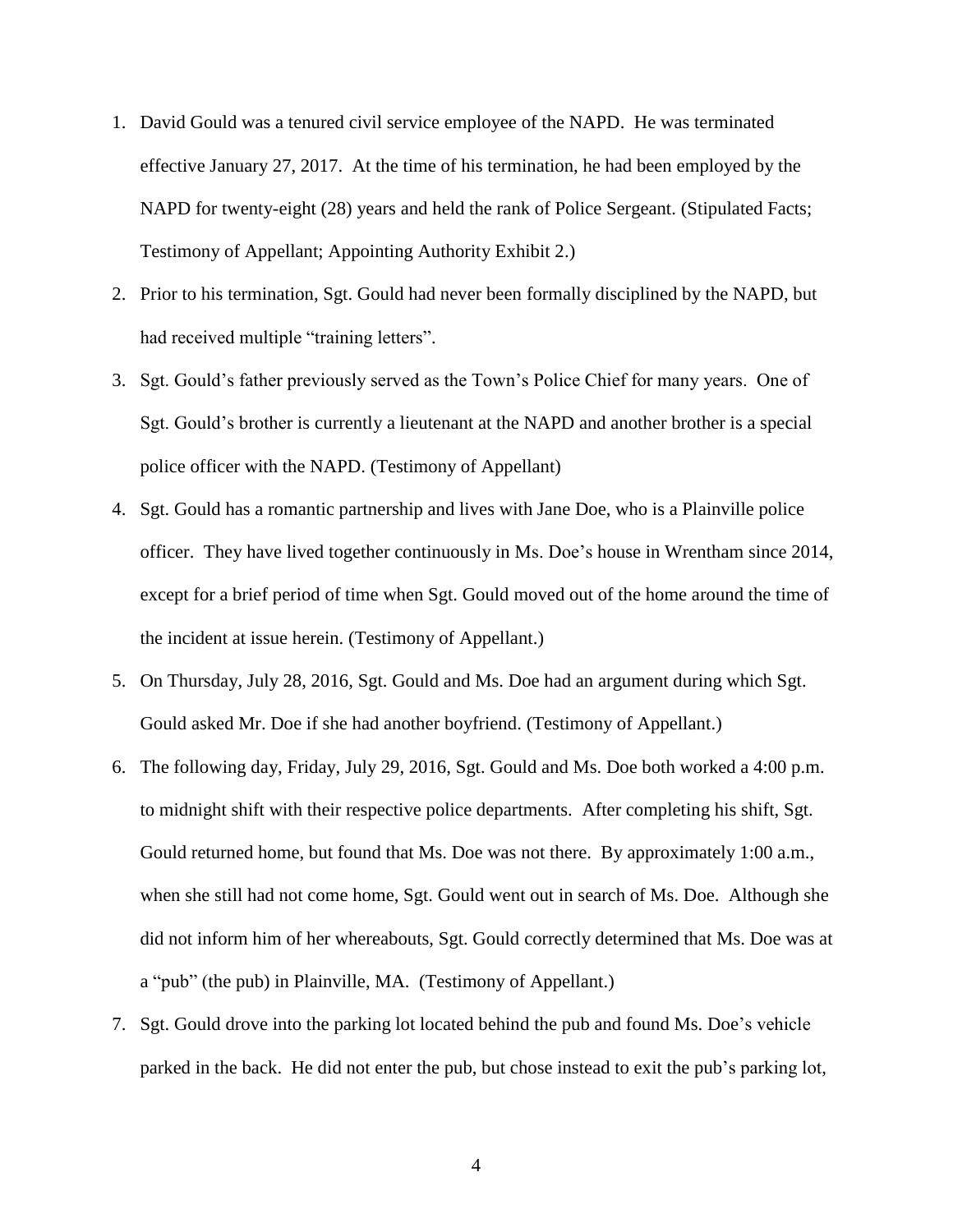1. David Gould was a tenured civil service employee of the NAPD. He was terminated effective January 27, 2017. At the time of his termination, he had been employed by the NAPD for twenty-eight (28) years and held the rank of Police Sergeant. (Stipulated Facts; Testimony of Appellant; Appointing Authority Exhibit 2.)
2. Prior to his termination, Sgt. Gould had never been formally disciplined by the NAPD, but had received multiple "training letters".
3. Sgt. Gould's father previously served as the Town's Police Chief for many years. One of Sgt. Gould's brother is currently a lieutenant at the NAPD and another brother is a special police officer with the NAPD. (Testimony of Appellant)
4. Sgt. Gould has a romantic partnership and lives with Jane Doe, who is a Plainville police officer. They have lived together continuously in Ms. Doe's house in Wrentham since 2014, except for a brief period of time when Sgt. Gould moved out of the home around the time of the incident at issue herein. (Testimony of Appellant.)
5. On Thursday, July 28, 2016, Sgt. Gould and Ms. Doe had an argument during which Sgt. Gould asked Mr. Doe if she had another boyfriend. (Testimony of Appellant.)
6. The following day, Friday, July 29, 2016, Sgt. Gould and Ms. Doe both worked a 4:00 p.m. to midnight shift with their respective police departments. After completing his shift, Sgt. Gould returned home, but found that Ms. Doe was not there. By approximately 1:00 a.m., when she still had not come home, Sgt. Gould went out in search of Ms. Doe. Although she did not inform him of her whereabouts, Sgt. Gould correctly determined that Ms. Doe was at a "pub" (the pub) in Plainville, MA. (Testimony of Appellant.)
7. Sgt. Gould drove into the parking lot located behind the pub and found Ms. Doe's vehicle parked in the back. He did not enter the pub, but chose instead to exit the pub's parking lot,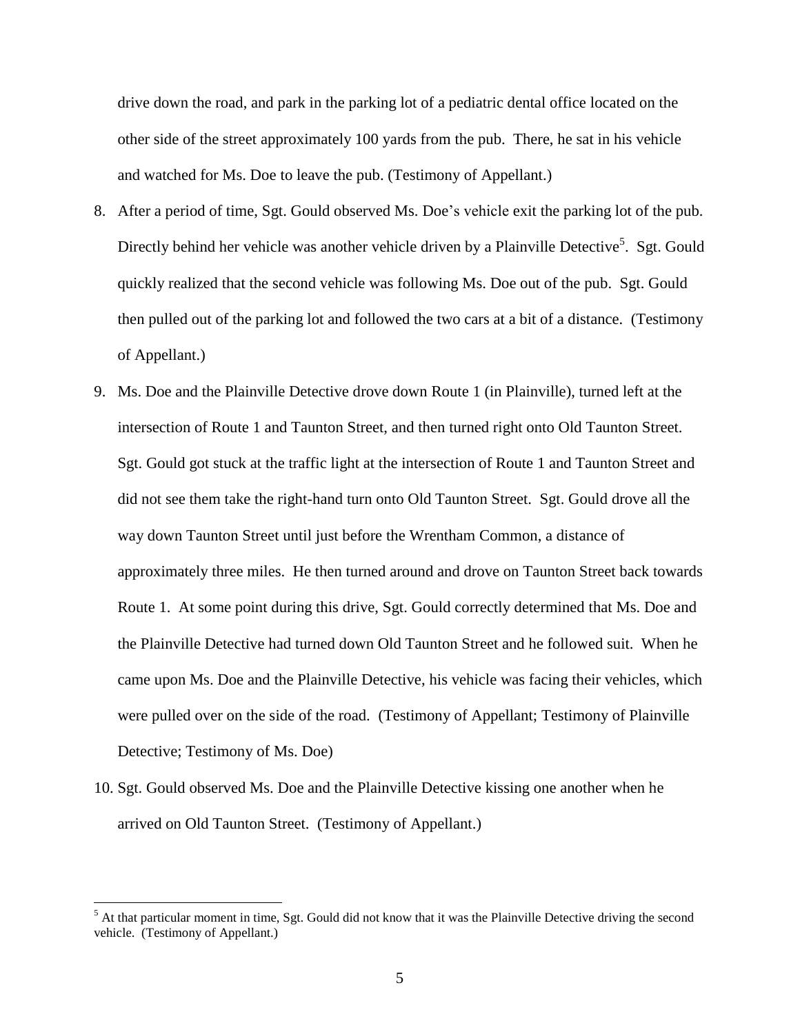drive down the road, and park in the parking lot of a pediatric dental office located on the other side of the street approximately 100 yards from the pub. There, he sat in his vehicle and watched for Ms. Doe to leave the pub. (Testimony of Appellant.)

8. After a period of time, Sgt. Gould observed Ms. Doe's vehicle exit the parking lot of the pub. Directly behind her vehicle was another vehicle driven by a Plainville Detective[5]. Sgt. Gould quickly realized that the second vehicle was following Ms. Doe out of the pub. Sgt. Gould then pulled out of the parking lot and followed the two cars at a bit of a distance. (Testimony of Appellant.)

9. Ms. Doe and the Plainville Detective drove down Route 1 (in Plainville), turned left at the intersection of Route 1 and Taunton Street, and then turned right onto Old Taunton Street. Sgt. Gould got stuck at the traffic light at the intersection of Route 1 and Taunton Street and did not see them take the right-hand turn onto Old Taunton Street. Sgt. Gould drove all the way down Taunton Street until just before the Wrentham Common, a distance of approximately three miles. He then turned around and drove on Taunton Street back towards Route 1. At some point during this drive, Sgt. Gould correctly determined that Ms. Doe and the Plainville Detective had turned down Old Taunton Street and he followed suit. When he came upon Ms. Doe and the Plainville Detective, his vehicle was facing their vehicles, which were pulled over on the side of the road. (Testimony of Appellant; Testimony of Plainville Detective; Testimony of Ms. Doe)

10. Sgt. Gould observed Ms. Doe and the Plainville Detective kissing one another when he arrived on Old Taunton Street. (Testimony of Appellant.)

---

[5] At that particular moment in time, Sgt. Gould did not know that it was the Plainville Detective driving the second vehicle. (Testimony of Appellant.)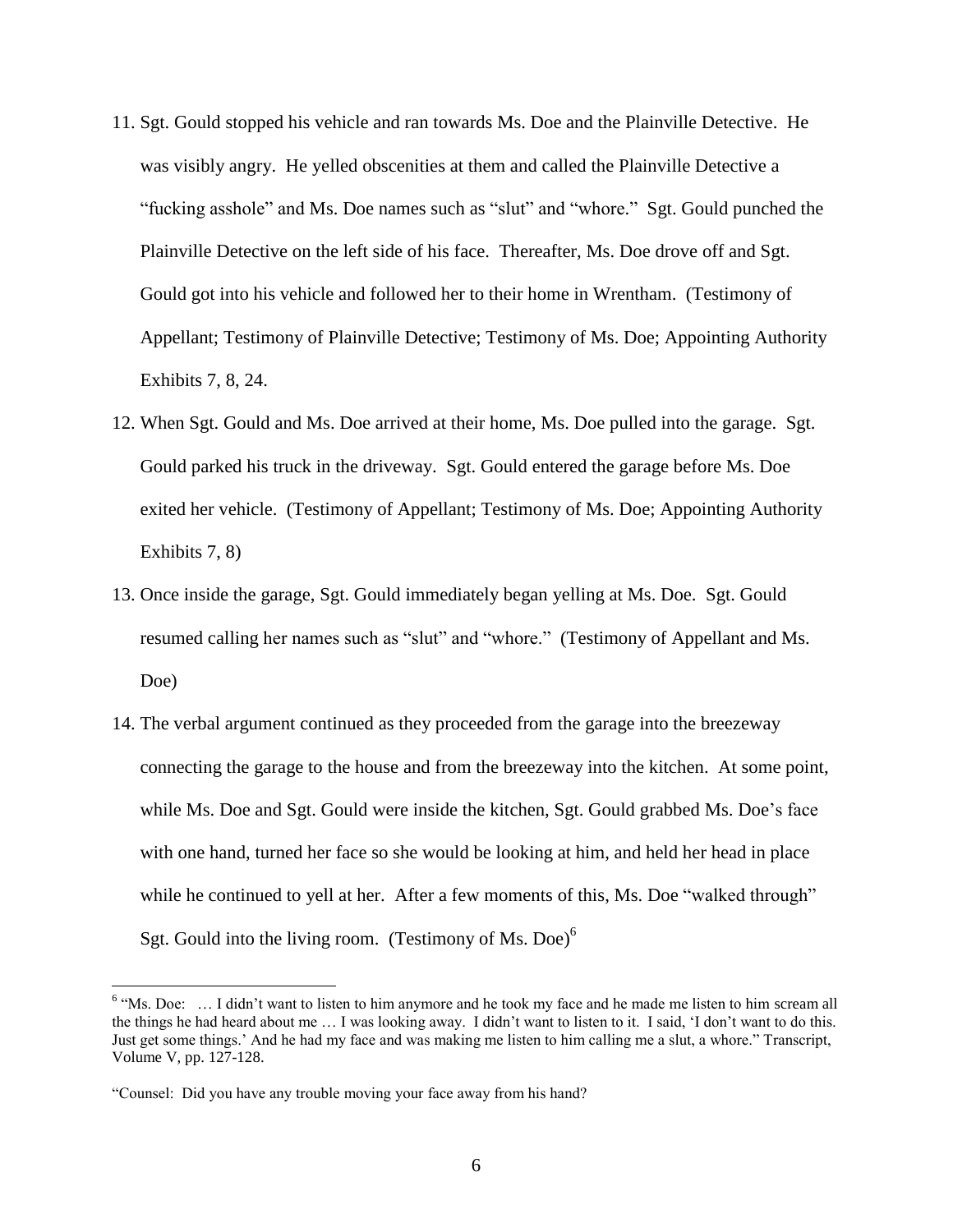11. Sgt. Gould stopped his vehicle and ran towards Ms. Doe and the Plainville Detective. He was visibly angry. He yelled obscenities at them and called the Plainville Detective a "fucking asshole" and Ms. Doe names such as "slut" and "whore." Sgt. Gould punched the Plainville Detective on the left side of his face. Thereafter, Ms. Doe drove off and Sgt. Gould got into his vehicle and followed her to their home in Wrentham. (Testimony of Appellant; Testimony of Plainville Detective; Testimony of Ms. Doe; Appointing Authority Exhibits 7, 8, 24.

12. When Sgt. Gould and Ms. Doe arrived at their home, Ms. Doe pulled into the garage. Sgt. Gould parked his truck in the driveway. Sgt. Gould entered the garage before Ms. Doe exited her vehicle. (Testimony of Appellant; Testimony of Ms. Doe; Appointing Authority Exhibits 7, 8)

13. Once inside the garage, Sgt. Gould immediately began yelling at Ms. Doe. Sgt. Gould resumed calling her names such as "slut" and "whore." (Testimony of Appellant and Ms. Doe)

14. The verbal argument continued as they proceeded from the garage into the breezeway connecting the garage to the house and from the breezeway into the kitchen. At some point, while Ms. Doe and Sgt. Gould were inside the kitchen, Sgt. Gould grabbed Ms. Doe's face with one hand, turned her face so she would be looking at him, and held her head in place while he continued to yell at her. After a few moments of this, Ms. Doe "walked through" Sgt. Gould into the living room. (Testimony of Ms. Doe)[6]

---

[6] "Ms. Doe: … I didn't want to listen to him anymore and he took my face and he made me listen to him scream all the things he had heard about me … I was looking away. I didn't want to listen to it. I said, 'I don't want to do this. Just get some things.' And he had my face and was making me listen to him calling me a slut, a whore." Transcript, Volume V, pp. 127-128.

"Counsel: Did you have any trouble moving your face away from his hand?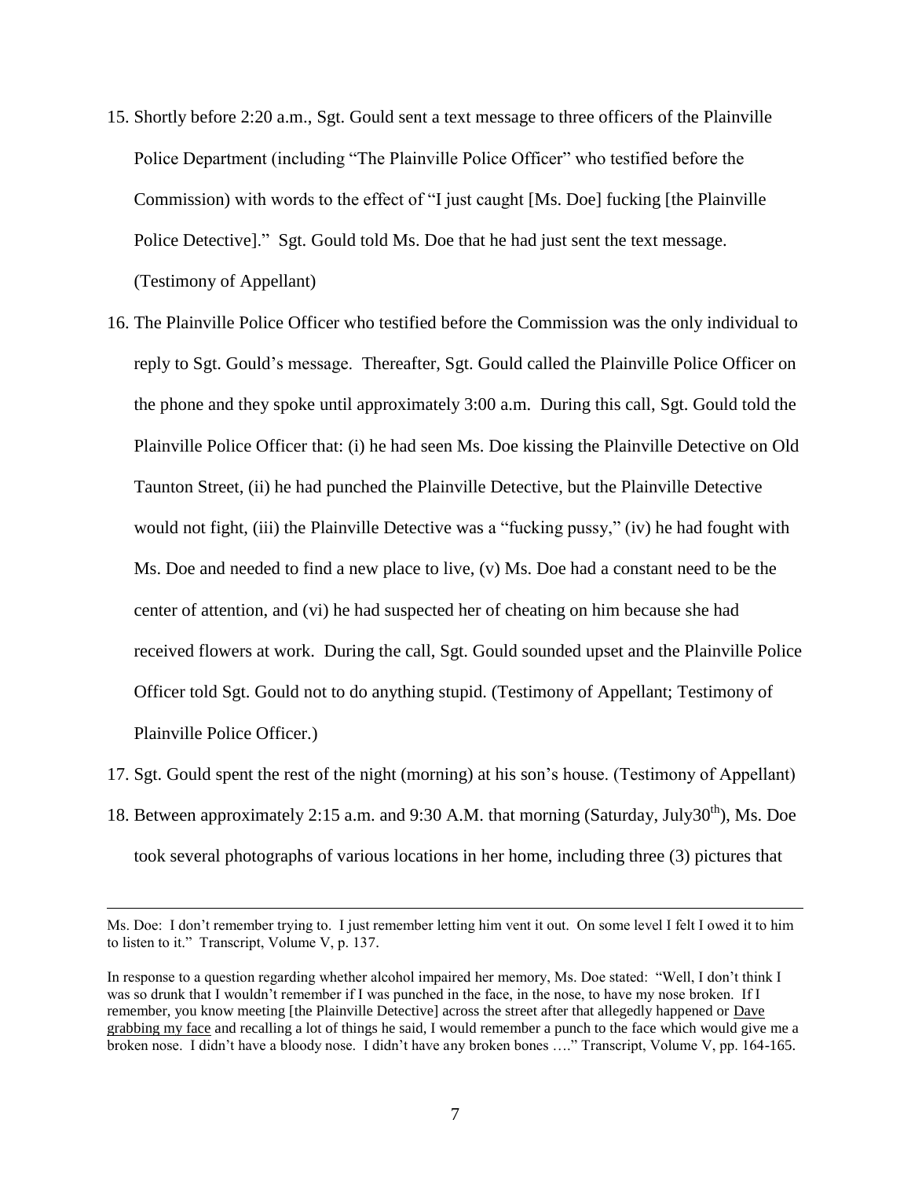15. Shortly before 2:20 a.m., Sgt. Gould sent a text message to three officers of the Plainville Police Department (including "The Plainville Police Officer" who testified before the Commission) with words to the effect of "I just caught [Ms. Doe] fucking [the Plainville Police Detective]." Sgt. Gould told Ms. Doe that he had just sent the text message. (Testimony of Appellant)

16. The Plainville Police Officer who testified before the Commission was the only individual to reply to Sgt. Gould's message. Thereafter, Sgt. Gould called the Plainville Police Officer on the phone and they spoke until approximately 3:00 a.m. During this call, Sgt. Gould told the Plainville Police Officer that: (i) he had seen Ms. Doe kissing the Plainville Detective on Old Taunton Street, (ii) he had punched the Plainville Detective, but the Plainville Detective would not fight, (iii) the Plainville Detective was a "fucking pussy," (iv) he had fought with Ms. Doe and needed to find a new place to live, (v) Ms. Doe had a constant need to be the center of attention, and (vi) he had suspected her of cheating on him because she had received flowers at work. During the call, Sgt. Gould sounded upset and the Plainville Police Officer told Sgt. Gould not to do anything stupid. (Testimony of Appellant; Testimony of Plainville Police Officer.)

17. Sgt. Gould spent the rest of the night (morning) at his son's house. (Testimony of Appellant)

18. Between approximately 2:15 a.m. and 9:30 A.M. that morning (Saturday, July30th), Ms. Doe took several photographs of various locations in her home, including three (3) pictures that

---

Ms. Doe: I don't remember trying to. I just remember letting him vent it out. On some level I felt I owed it to him to listen to it." Transcript, Volume V, p. 137.

In response to a question regarding whether alcohol impaired her memory, Ms. Doe stated: "Well, I don't think I was so drunk that I wouldn't remember if I was punched in the face, in the nose, to have my nose broken. If I remember, you know meeting [the Plainville Detective] across the street after that allegedly happened or <u>Dave grabbing my face</u> and recalling a lot of things he said, I would remember a punch to the face which would give me a broken nose. I didn't have a bloody nose. I didn't have any broken bones …." Transcript, Volume V, pp. 164-165.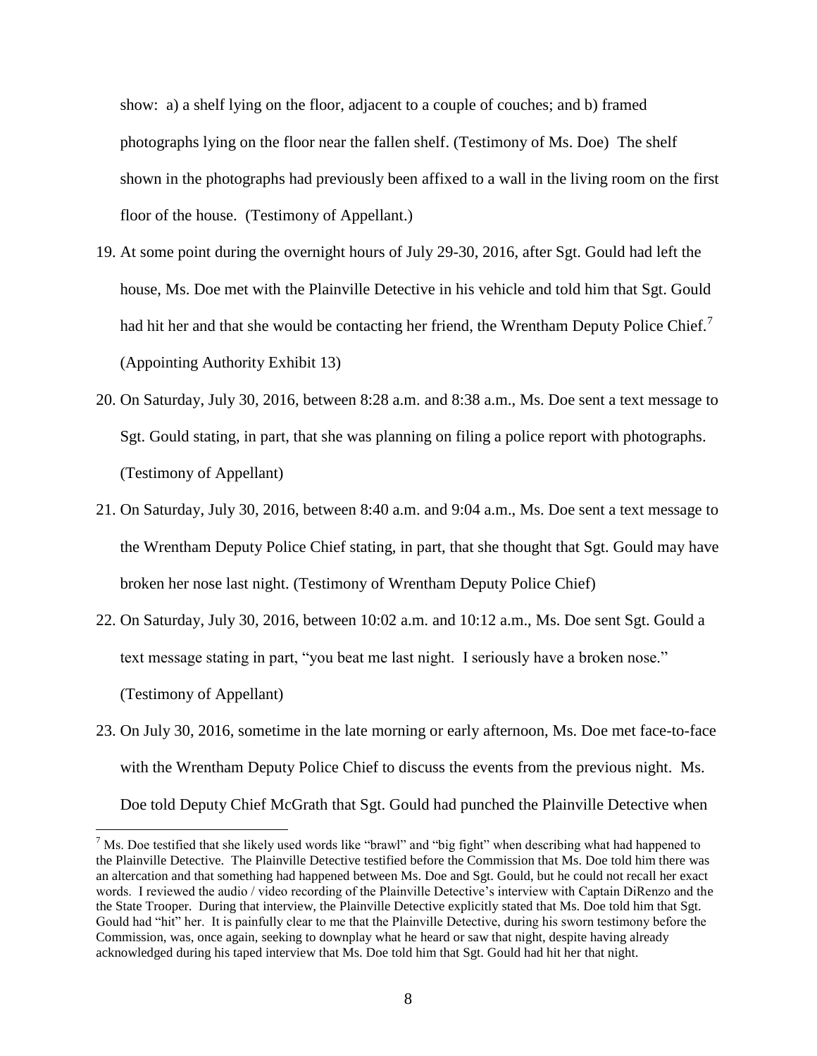show: a) a shelf lying on the floor, adjacent to a couple of couches; and b) framed photographs lying on the floor near the fallen shelf. (Testimony of Ms. Doe) The shelf shown in the photographs had previously been affixed to a wall in the living room on the first floor of the house. (Testimony of Appellant.)

19. At some point during the overnight hours of July 29-30, 2016, after Sgt. Gould had left the house, Ms. Doe met with the Plainville Detective in his vehicle and told him that Sgt. Gould had hit her and that she would be contacting her friend, the Wrentham Deputy Police Chief.[7] (Appointing Authority Exhibit 13)
20. On Saturday, July 30, 2016, between 8:28 a.m. and 8:38 a.m., Ms. Doe sent a text message to Sgt. Gould stating, in part, that she was planning on filing a police report with photographs. (Testimony of Appellant)
21. On Saturday, July 30, 2016, between 8:40 a.m. and 9:04 a.m., Ms. Doe sent a text message to the Wrentham Deputy Police Chief stating, in part, that she thought that Sgt. Gould may have broken her nose last night. (Testimony of Wrentham Deputy Police Chief)
22. On Saturday, July 30, 2016, between 10:02 a.m. and 10:12 a.m., Ms. Doe sent Sgt. Gould a text message stating in part, "you beat me last night. I seriously have a broken nose." (Testimony of Appellant)
23. On July 30, 2016, sometime in the late morning or early afternoon, Ms. Doe met face-to-face with the Wrentham Deputy Police Chief to discuss the events from the previous night. Ms. Doe told Deputy Chief McGrath that Sgt. Gould had punched the Plainville Detective when

[7] Ms. Doe testified that she likely used words like "brawl" and "big fight" when describing what had happened to the Plainville Detective. The Plainville Detective testified before the Commission that Ms. Doe told him there was an altercation and that something had happened between Ms. Doe and Sgt. Gould, but he could not recall her exact words. I reviewed the audio / video recording of the Plainville Detective's interview with Captain DiRenzo and the the State Trooper. During that interview, the Plainville Detective explicitly stated that Ms. Doe told him that Sgt. Gould had "hit" her. It is painfully clear to me that the Plainville Detective, during his sworn testimony before the Commission, was, once again, seeking to downplay what he heard or saw that night, despite having already acknowledged during his taped interview that Ms. Doe told him that Sgt. Gould had hit her that night.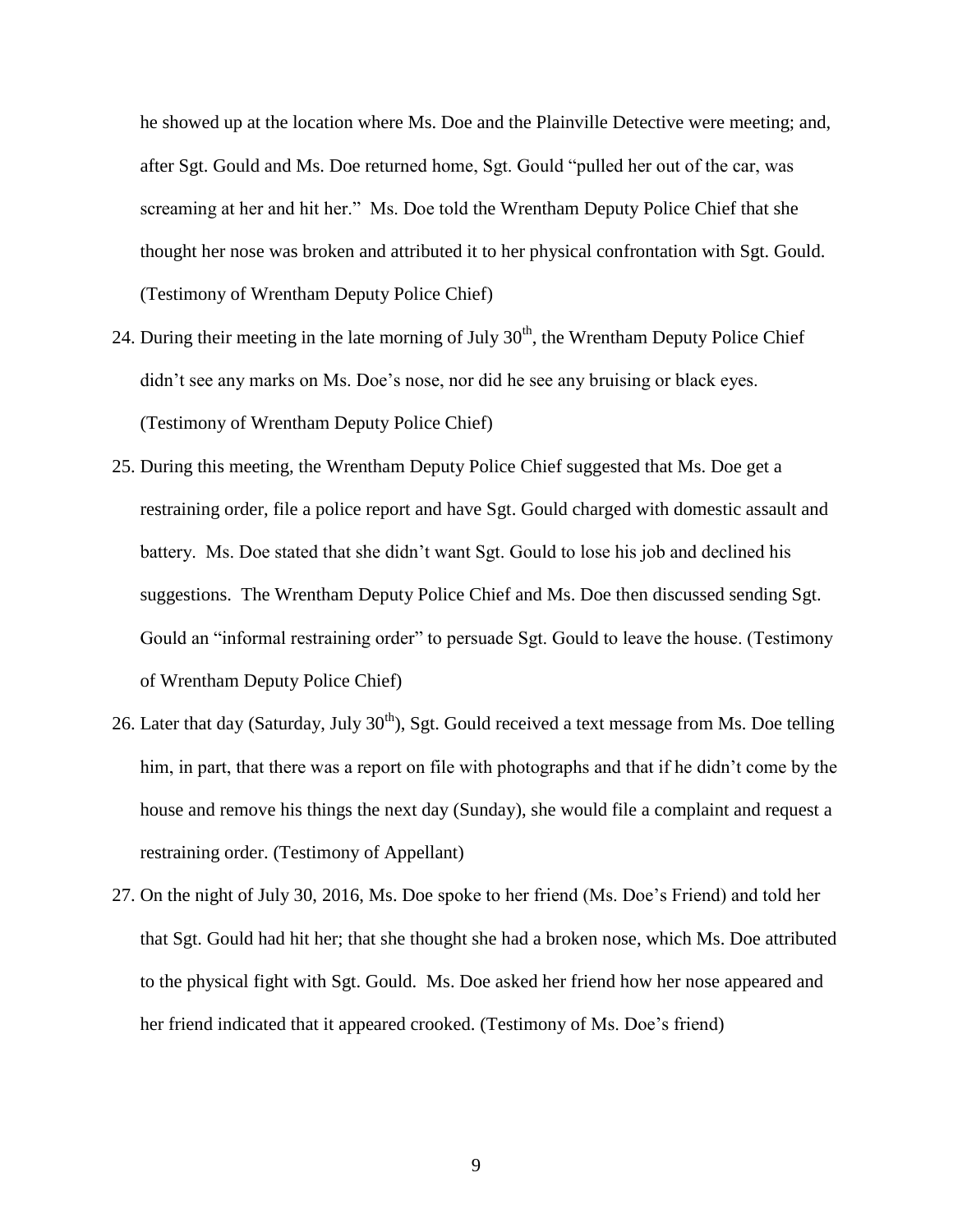he showed up at the location where Ms. Doe and the Plainville Detective were meeting; and, after Sgt. Gould and Ms. Doe returned home, Sgt. Gould "pulled her out of the car, was screaming at her and hit her." Ms. Doe told the Wrentham Deputy Police Chief that she thought her nose was broken and attributed it to her physical confrontation with Sgt. Gould. (Testimony of Wrentham Deputy Police Chief)

24. During their meeting in the late morning of July 30th, the Wrentham Deputy Police Chief didn't see any marks on Ms. Doe's nose, nor did he see any bruising or black eyes. (Testimony of Wrentham Deputy Police Chief)

25. During this meeting, the Wrentham Deputy Police Chief suggested that Ms. Doe get a restraining order, file a police report and have Sgt. Gould charged with domestic assault and battery. Ms. Doe stated that she didn't want Sgt. Gould to lose his job and declined his suggestions. The Wrentham Deputy Police Chief and Ms. Doe then discussed sending Sgt. Gould an "informal restraining order" to persuade Sgt. Gould to leave the house. (Testimony of Wrentham Deputy Police Chief)

26. Later that day (Saturday, July 30th), Sgt. Gould received a text message from Ms. Doe telling him, in part, that there was a report on file with photographs and that if he didn't come by the house and remove his things the next day (Sunday), she would file a complaint and request a restraining order. (Testimony of Appellant)

27. On the night of July 30, 2016, Ms. Doe spoke to her friend (Ms. Doe's Friend) and told her that Sgt. Gould had hit her; that she thought she had a broken nose, which Ms. Doe attributed to the physical fight with Sgt. Gould. Ms. Doe asked her friend how her nose appeared and her friend indicated that it appeared crooked. (Testimony of Ms. Doe's friend)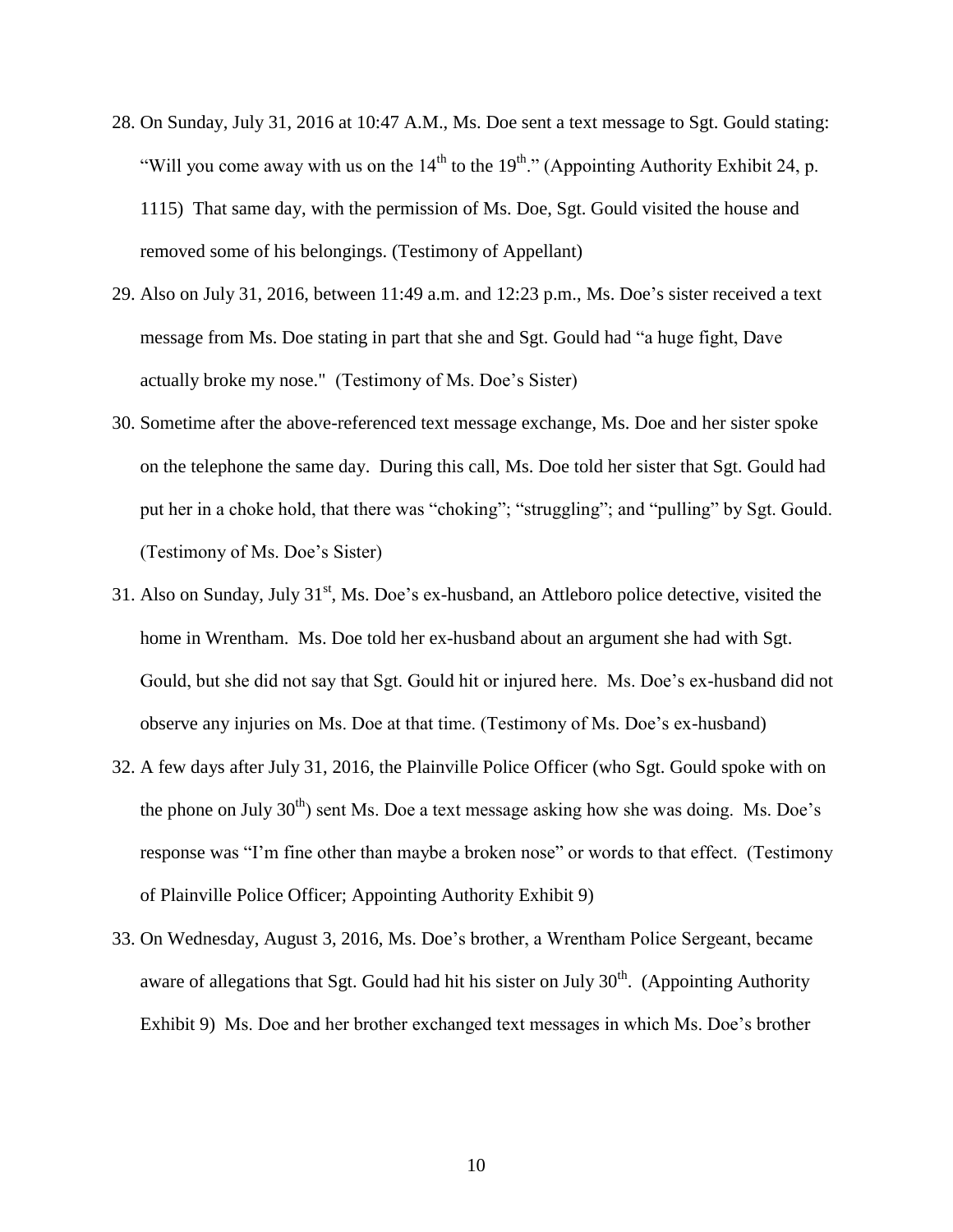28. On Sunday, July 31, 2016 at 10:47 A.M., Ms. Doe sent a text message to Sgt. Gould stating: "Will you come away with us on the 14th to the 19th." (Appointing Authority Exhibit 24, p. 1115) That same day, with the permission of Ms. Doe, Sgt. Gould visited the house and removed some of his belongings. (Testimony of Appellant)

29. Also on July 31, 2016, between 11:49 a.m. and 12:23 p.m., Ms. Doe's sister received a text message from Ms. Doe stating in part that she and Sgt. Gould had "a huge fight, Dave actually broke my nose." (Testimony of Ms. Doe's Sister)

30. Sometime after the above-referenced text message exchange, Ms. Doe and her sister spoke on the telephone the same day. During this call, Ms. Doe told her sister that Sgt. Gould had put her in a choke hold, that there was "choking"; "struggling"; and "pulling" by Sgt. Gould. (Testimony of Ms. Doe's Sister)

31. Also on Sunday, July 31st, Ms. Doe's ex-husband, an Attleboro police detective, visited the home in Wrentham. Ms. Doe told her ex-husband about an argument she had with Sgt. Gould, but she did not say that Sgt. Gould hit or injured here. Ms. Doe's ex-husband did not observe any injuries on Ms. Doe at that time. (Testimony of Ms. Doe's ex-husband)

32. A few days after July 31, 2016, the Plainville Police Officer (who Sgt. Gould spoke with on the phone on July 30th) sent Ms. Doe a text message asking how she was doing. Ms. Doe's response was "I'm fine other than maybe a broken nose" or words to that effect. (Testimony of Plainville Police Officer; Appointing Authority Exhibit 9)

33. On Wednesday, August 3, 2016, Ms. Doe's brother, a Wrentham Police Sergeant, became aware of allegations that Sgt. Gould had hit his sister on July 30th. (Appointing Authority Exhibit 9) Ms. Doe and her brother exchanged text messages in which Ms. Doe's brother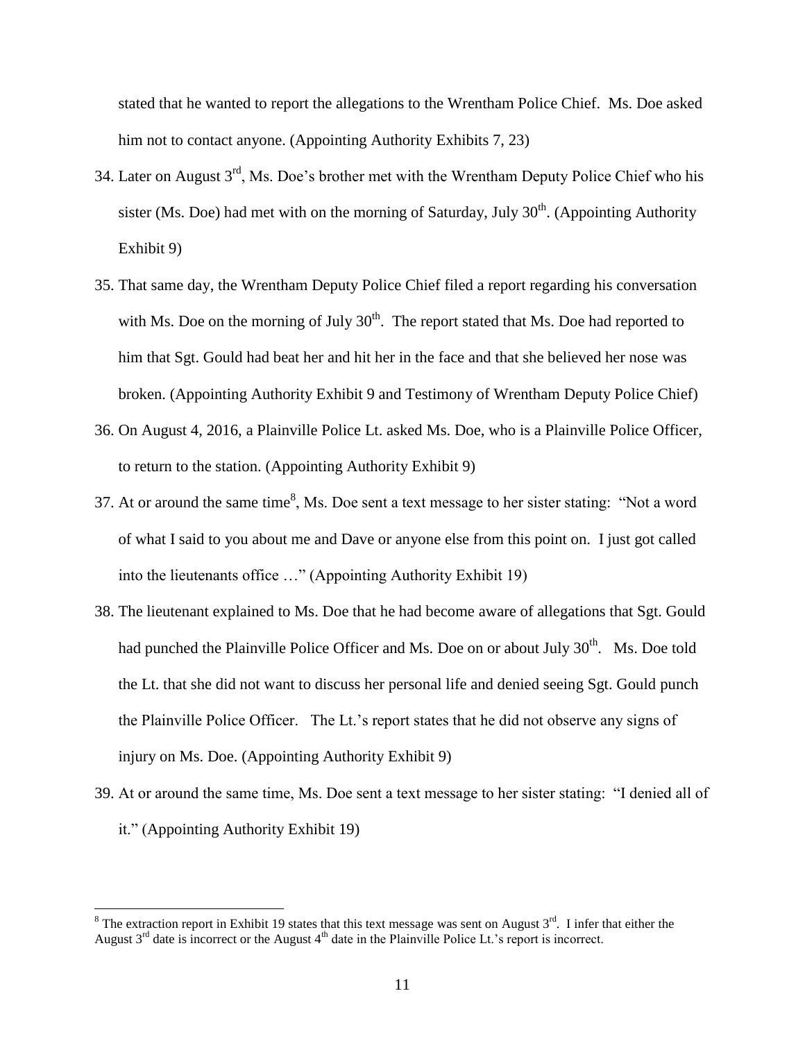stated that he wanted to report the allegations to the Wrentham Police Chief. Ms. Doe asked him not to contact anyone. (Appointing Authority Exhibits 7, 23)

34. Later on August 3rd, Ms. Doe's brother met with the Wrentham Deputy Police Chief who his sister (Ms. Doe) had met with on the morning of Saturday, July 30th. (Appointing Authority Exhibit 9)

35. That same day, the Wrentham Deputy Police Chief filed a report regarding his conversation with Ms. Doe on the morning of July 30th. The report stated that Ms. Doe had reported to him that Sgt. Gould had beat her and hit her in the face and that she believed her nose was broken. (Appointing Authority Exhibit 9 and Testimony of Wrentham Deputy Police Chief)

36. On August 4, 2016, a Plainville Police Lt. asked Ms. Doe, who is a Plainville Police Officer, to return to the station. (Appointing Authority Exhibit 9)

37. At or around the same time[8], Ms. Doe sent a text message to her sister stating: "Not a word of what I said to you about me and Dave or anyone else from this point on. I just got called into the lieutenants office …" (Appointing Authority Exhibit 19)

38. The lieutenant explained to Ms. Doe that he had become aware of allegations that Sgt. Gould had punched the Plainville Police Officer and Ms. Doe on or about July 30th. Ms. Doe told the Lt. that she did not want to discuss her personal life and denied seeing Sgt. Gould punch the Plainville Police Officer. The Lt.'s report states that he did not observe any signs of injury on Ms. Doe. (Appointing Authority Exhibit 9)

39. At or around the same time, Ms. Doe sent a text message to her sister stating: "I denied all of it." (Appointing Authority Exhibit 19)

[8] The extraction report in Exhibit 19 states that this text message was sent on August 3rd. I infer that either the August 3rd date is incorrect or the August 4th date in the Plainville Police Lt.'s report is incorrect.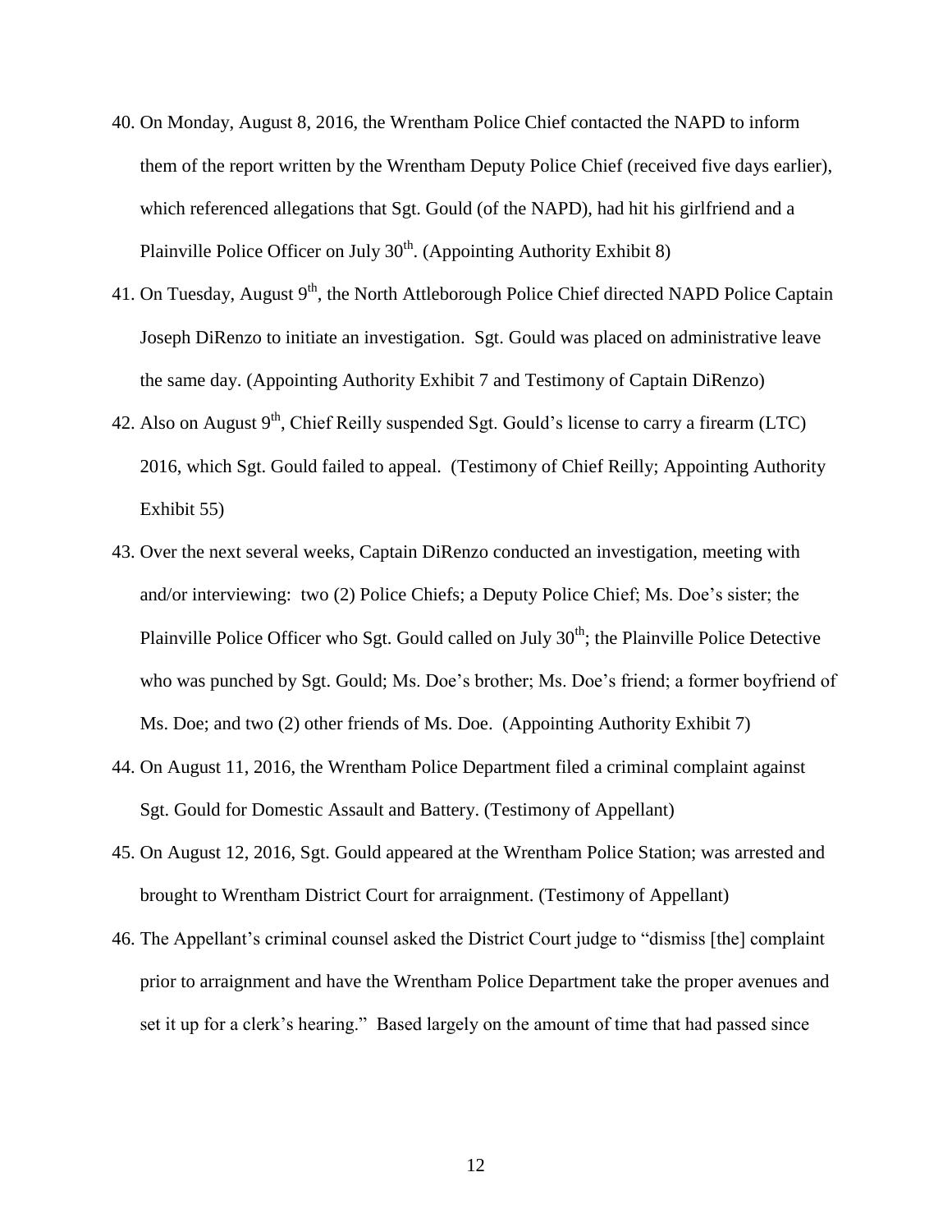40. On Monday, August 8, 2016, the Wrentham Police Chief contacted the NAPD to inform them of the report written by the Wrentham Deputy Police Chief (received five days earlier), which referenced allegations that Sgt. Gould (of the NAPD), had hit his girlfriend and a Plainville Police Officer on July 30th. (Appointing Authority Exhibit 8)

41. On Tuesday, August 9th, the North Attleborough Police Chief directed NAPD Police Captain Joseph DiRenzo to initiate an investigation. Sgt. Gould was placed on administrative leave the same day. (Appointing Authority Exhibit 7 and Testimony of Captain DiRenzo)

42. Also on August 9th, Chief Reilly suspended Sgt. Gould's license to carry a firearm (LTC) 2016, which Sgt. Gould failed to appeal. (Testimony of Chief Reilly; Appointing Authority Exhibit 55)

43. Over the next several weeks, Captain DiRenzo conducted an investigation, meeting with and/or interviewing: two (2) Police Chiefs; a Deputy Police Chief; Ms. Doe's sister; the Plainville Police Officer who Sgt. Gould called on July 30th; the Plainville Police Detective who was punched by Sgt. Gould; Ms. Doe's brother; Ms. Doe's friend; a former boyfriend of Ms. Doe; and two (2) other friends of Ms. Doe. (Appointing Authority Exhibit 7)

44. On August 11, 2016, the Wrentham Police Department filed a criminal complaint against Sgt. Gould for Domestic Assault and Battery. (Testimony of Appellant)

45. On August 12, 2016, Sgt. Gould appeared at the Wrentham Police Station; was arrested and brought to Wrentham District Court for arraignment. (Testimony of Appellant)

46. The Appellant's criminal counsel asked the District Court judge to "dismiss [the] complaint prior to arraignment and have the Wrentham Police Department take the proper avenues and set it up for a clerk's hearing." Based largely on the amount of time that had passed since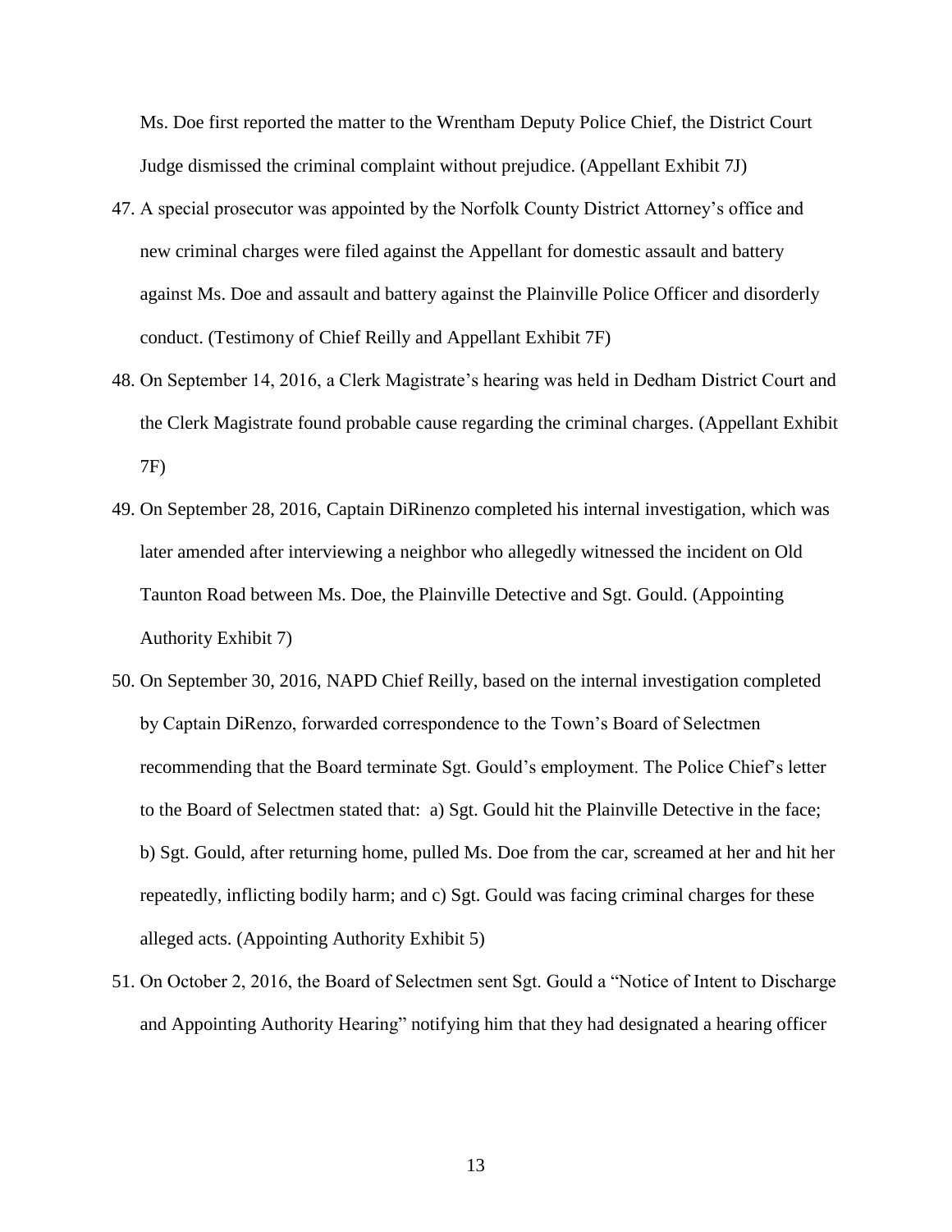Ms. Doe first reported the matter to the Wrentham Deputy Police Chief, the District Court Judge dismissed the criminal complaint without prejudice. (Appellant Exhibit 7J)

47. A special prosecutor was appointed by the Norfolk County District Attorney's office and new criminal charges were filed against the Appellant for domestic assault and battery against Ms. Doe and assault and battery against the Plainville Police Officer and disorderly conduct. (Testimony of Chief Reilly and Appellant Exhibit 7F)
48. On September 14, 2016, a Clerk Magistrate's hearing was held in Dedham District Court and the Clerk Magistrate found probable cause regarding the criminal charges. (Appellant Exhibit 7F)
49. On September 28, 2016, Captain DiRinenzo completed his internal investigation, which was later amended after interviewing a neighbor who allegedly witnessed the incident on Old Taunton Road between Ms. Doe, the Plainville Detective and Sgt. Gould. (Appointing Authority Exhibit 7)
50. On September 30, 2016, NAPD Chief Reilly, based on the internal investigation completed by Captain DiRenzo, forwarded correspondence to the Town's Board of Selectmen recommending that the Board terminate Sgt. Gould's employment. The Police Chief's letter to the Board of Selectmen stated that: a) Sgt. Gould hit the Plainville Detective in the face; b) Sgt. Gould, after returning home, pulled Ms. Doe from the car, screamed at her and hit her repeatedly, inflicting bodily harm; and c) Sgt. Gould was facing criminal charges for these alleged acts. (Appointing Authority Exhibit 5)
51. On October 2, 2016, the Board of Selectmen sent Sgt. Gould a "Notice of Intent to Discharge and Appointing Authority Hearing" notifying him that they had designated a hearing officer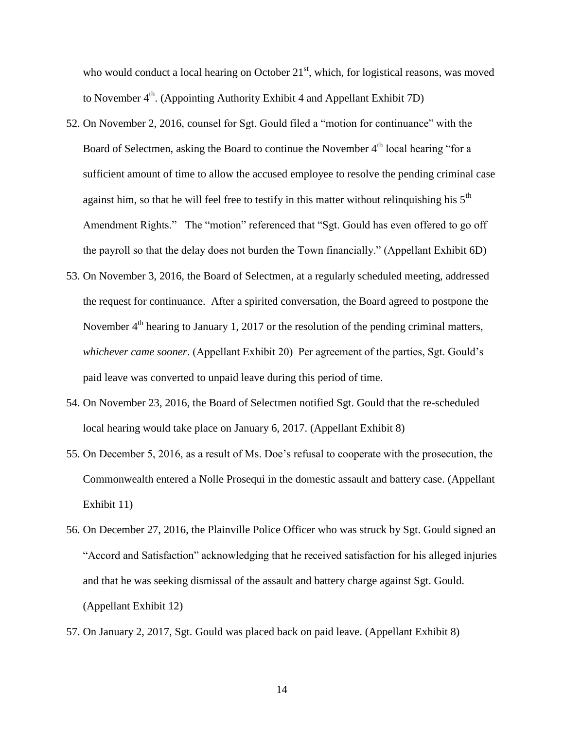who would conduct a local hearing on October 21st, which, for logistical reasons, was moved to November 4th. (Appointing Authority Exhibit 4 and Appellant Exhibit 7D)

52. On November 2, 2016, counsel for Sgt. Gould filed a "motion for continuance" with the Board of Selectmen, asking the Board to continue the November 4th local hearing "for a sufficient amount of time to allow the accused employee to resolve the pending criminal case against him, so that he will feel free to testify in this matter without relinquishing his 5th Amendment Rights." The "motion" referenced that "Sgt. Gould has even offered to go off the payroll so that the delay does not burden the Town financially." (Appellant Exhibit 6D)

53. On November 3, 2016, the Board of Selectmen, at a regularly scheduled meeting, addressed the request for continuance. After a spirited conversation, the Board agreed to postpone the November 4th hearing to January 1, 2017 or the resolution of the pending criminal matters, *whichever came sooner*. (Appellant Exhibit 20) Per agreement of the parties, Sgt. Gould's paid leave was converted to unpaid leave during this period of time.

54. On November 23, 2016, the Board of Selectmen notified Sgt. Gould that the re-scheduled local hearing would take place on January 6, 2017. (Appellant Exhibit 8)

55. On December 5, 2016, as a result of Ms. Doe's refusal to cooperate with the prosecution, the Commonwealth entered a Nolle Prosequi in the domestic assault and battery case. (Appellant Exhibit 11)

56. On December 27, 2016, the Plainville Police Officer who was struck by Sgt. Gould signed an "Accord and Satisfaction" acknowledging that he received satisfaction for his alleged injuries and that he was seeking dismissal of the assault and battery charge against Sgt. Gould. (Appellant Exhibit 12)

57. On January 2, 2017, Sgt. Gould was placed back on paid leave. (Appellant Exhibit 8)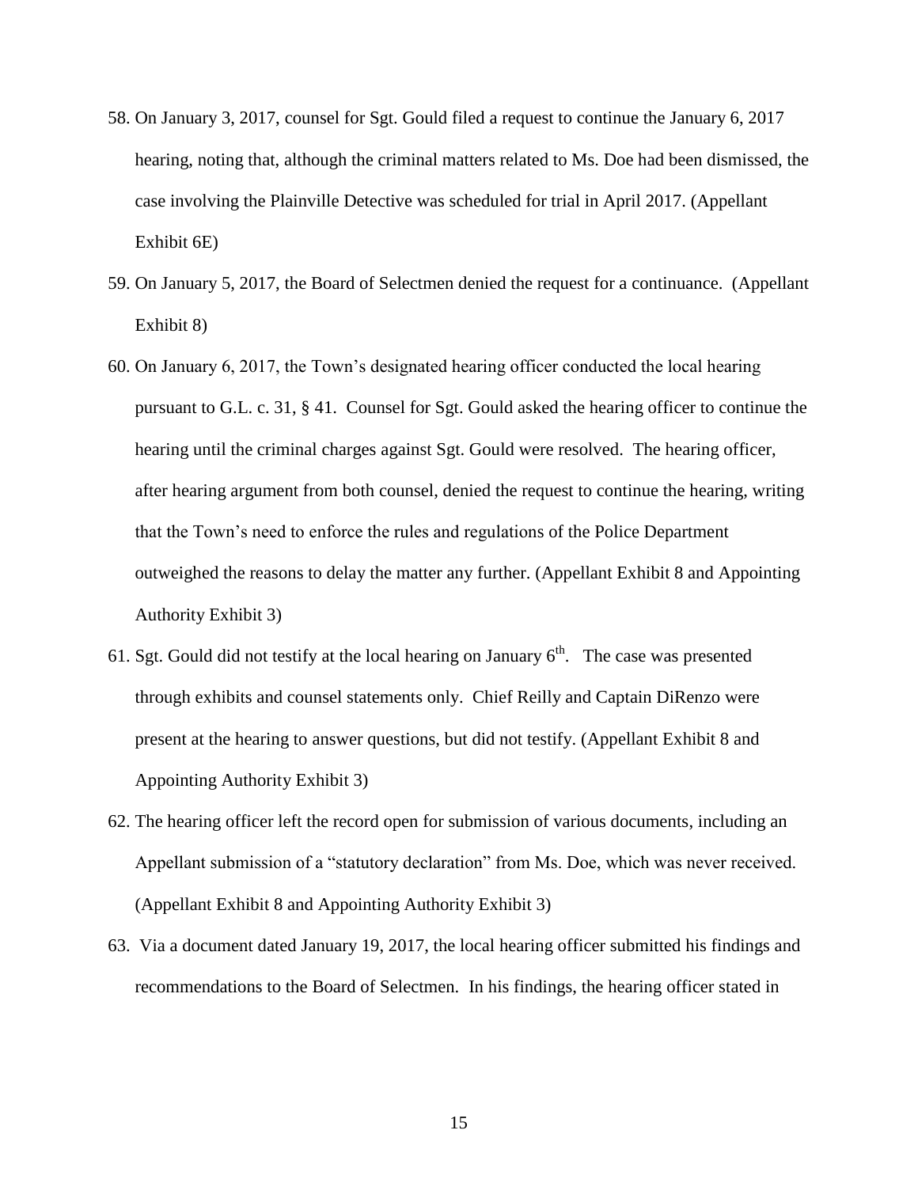58. On January 3, 2017, counsel for Sgt. Gould filed a request to continue the January 6, 2017 hearing, noting that, although the criminal matters related to Ms. Doe had been dismissed, the case involving the Plainville Detective was scheduled for trial in April 2017. (Appellant Exhibit 6E)

59. On January 5, 2017, the Board of Selectmen denied the request for a continuance. (Appellant Exhibit 8)

60. On January 6, 2017, the Town's designated hearing officer conducted the local hearing pursuant to G.L. c. 31, § 41. Counsel for Sgt. Gould asked the hearing officer to continue the hearing until the criminal charges against Sgt. Gould were resolved. The hearing officer, after hearing argument from both counsel, denied the request to continue the hearing, writing that the Town's need to enforce the rules and regulations of the Police Department outweighed the reasons to delay the matter any further. (Appellant Exhibit 8 and Appointing Authority Exhibit 3)

61. Sgt. Gould did not testify at the local hearing on January 6th. The case was presented through exhibits and counsel statements only. Chief Reilly and Captain DiRenzo were present at the hearing to answer questions, but did not testify. (Appellant Exhibit 8 and Appointing Authority Exhibit 3)

62. The hearing officer left the record open for submission of various documents, including an Appellant submission of a "statutory declaration" from Ms. Doe, which was never received. (Appellant Exhibit 8 and Appointing Authority Exhibit 3)

63. Via a document dated January 19, 2017, the local hearing officer submitted his findings and recommendations to the Board of Selectmen. In his findings, the hearing officer stated in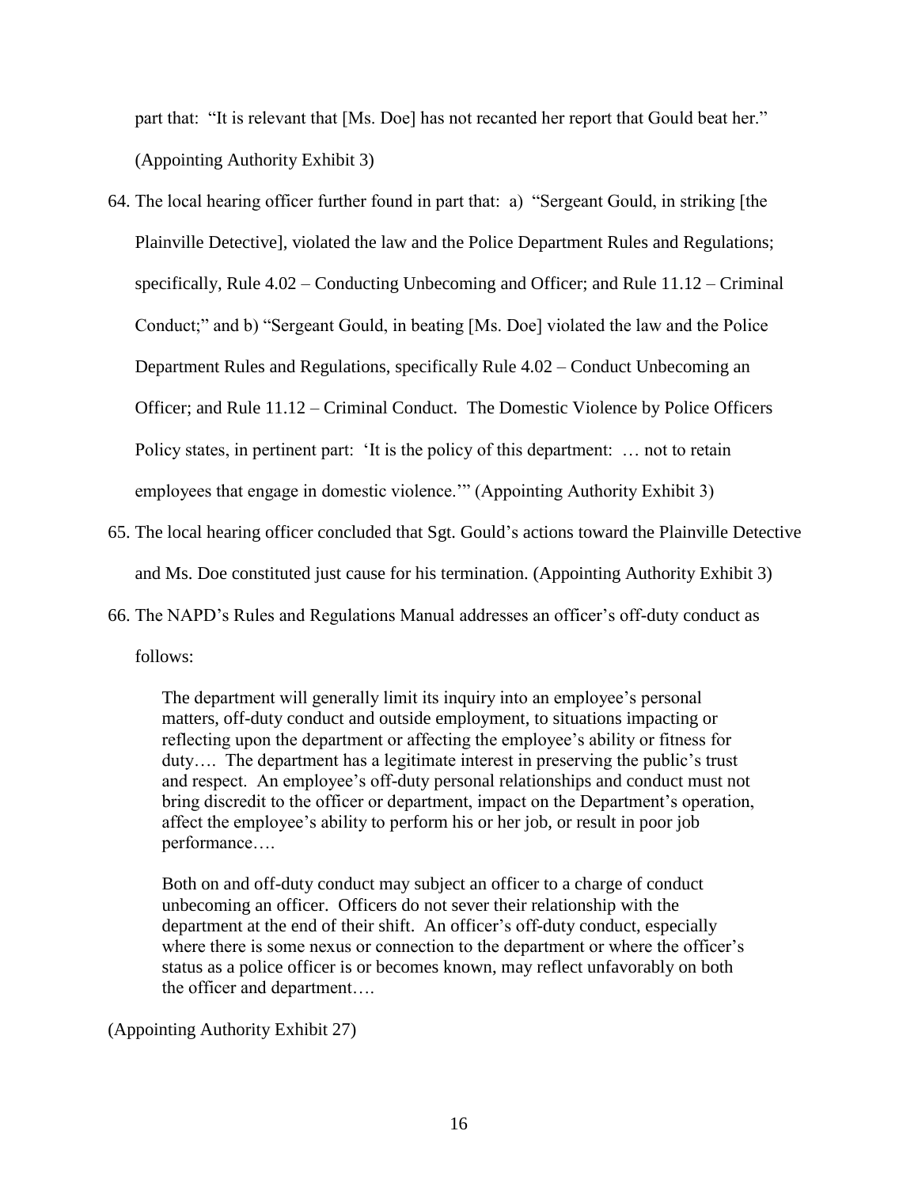part that: "It is relevant that [Ms. Doe] has not recanted her report that Gould beat her." (Appointing Authority Exhibit 3)

64. The local hearing officer further found in part that: a) "Sergeant Gould, in striking [the Plainville Detective], violated the law and the Police Department Rules and Regulations; specifically, Rule 4.02 – Conducting Unbecoming and Officer; and Rule 11.12 – Criminal Conduct;" and b) "Sergeant Gould, in beating [Ms. Doe] violated the law and the Police Department Rules and Regulations, specifically Rule 4.02 – Conduct Unbecoming an Officer; and Rule 11.12 – Criminal Conduct. The Domestic Violence by Police Officers Policy states, in pertinent part: 'It is the policy of this department: … not to retain employees that engage in domestic violence.'" (Appointing Authority Exhibit 3)

65. The local hearing officer concluded that Sgt. Gould's actions toward the Plainville Detective and Ms. Doe constituted just cause for his termination. (Appointing Authority Exhibit 3)

66. The NAPD's Rules and Regulations Manual addresses an officer's off-duty conduct as follows:

> The department will generally limit its inquiry into an employee's personal matters, off-duty conduct and outside employment, to situations impacting or reflecting upon the department or affecting the employee's ability or fitness for duty…. The department has a legitimate interest in preserving the public's trust and respect. An employee's off-duty personal relationships and conduct must not bring discredit to the officer or department, impact on the Department's operation, affect the employee's ability to perform his or her job, or result in poor job performance….
>
> Both on and off-duty conduct may subject an officer to a charge of conduct unbecoming an officer. Officers do not sever their relationship with the department at the end of their shift. An officer's off-duty conduct, especially where there is some nexus or connection to the department or where the officer's status as a police officer is or becomes known, may reflect unfavorably on both the officer and department….

(Appointing Authority Exhibit 27)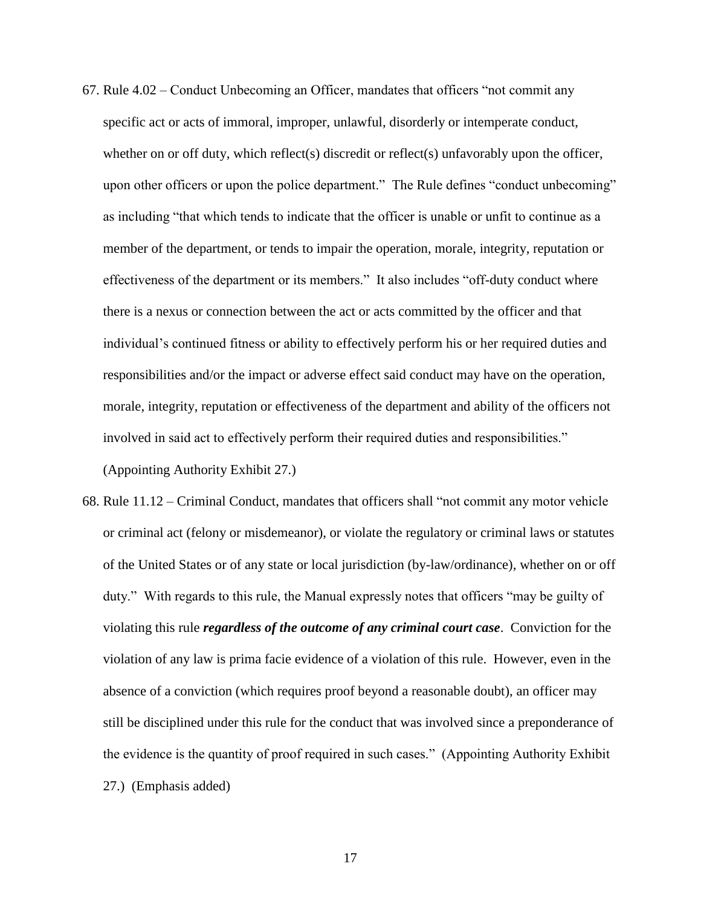67. Rule 4.02 – Conduct Unbecoming an Officer, mandates that officers "not commit any specific act or acts of immoral, improper, unlawful, disorderly or intemperate conduct, whether on or off duty, which reflect(s) discredit or reflect(s) unfavorably upon the officer, upon other officers or upon the police department." The Rule defines "conduct unbecoming" as including "that which tends to indicate that the officer is unable or unfit to continue as a member of the department, or tends to impair the operation, morale, integrity, reputation or effectiveness of the department or its members." It also includes "off-duty conduct where there is a nexus or connection between the act or acts committed by the officer and that individual's continued fitness or ability to effectively perform his or her required duties and responsibilities and/or the impact or adverse effect said conduct may have on the operation, morale, integrity, reputation or effectiveness of the department and ability of the officers not involved in said act to effectively perform their required duties and responsibilities." (Appointing Authority Exhibit 27.)

68. Rule 11.12 – Criminal Conduct, mandates that officers shall "not commit any motor vehicle or criminal act (felony or misdemeanor), or violate the regulatory or criminal laws or statutes of the United States or of any state or local jurisdiction (by-law/ordinance), whether on or off duty." With regards to this rule, the Manual expressly notes that officers "may be guilty of violating this rule ***regardless of the outcome of any criminal court case***. Conviction for the violation of any law is prima facie evidence of a violation of this rule. However, even in the absence of a conviction (which requires proof beyond a reasonable doubt), an officer may still be disciplined under this rule for the conduct that was involved since a preponderance of the evidence is the quantity of proof required in such cases." (Appointing Authority Exhibit 27.) (Emphasis added)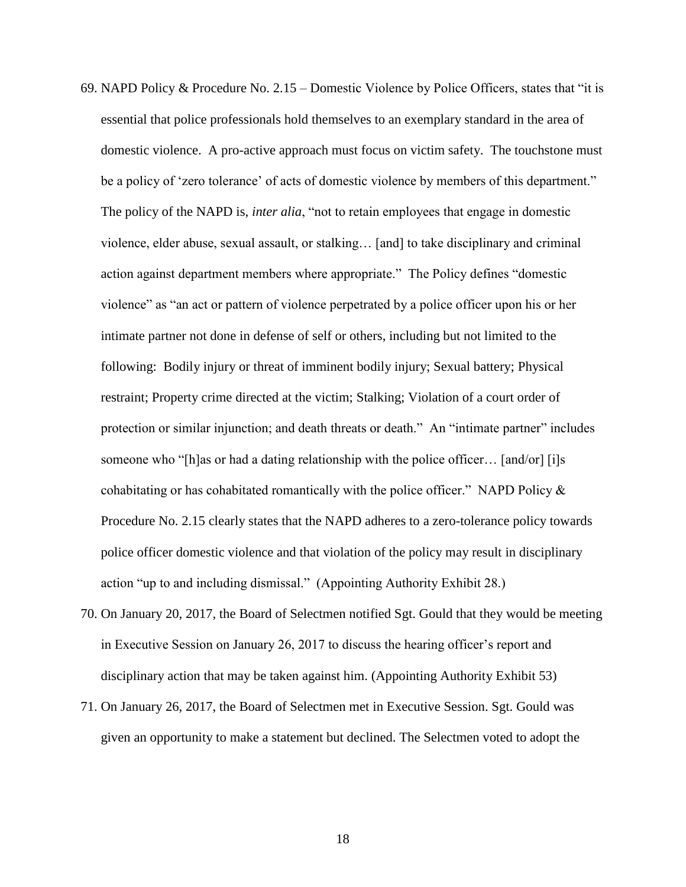69. NAPD Policy & Procedure No. 2.15 – Domestic Violence by Police Officers, states that "it is essential that police professionals hold themselves to an exemplary standard in the area of domestic violence. A pro-active approach must focus on victim safety. The touchstone must be a policy of 'zero tolerance' of acts of domestic violence by members of this department." The policy of the NAPD is, *inter alia*, "not to retain employees that engage in domestic violence, elder abuse, sexual assault, or stalking… [and] to take disciplinary and criminal action against department members where appropriate." The Policy defines "domestic violence" as "an act or pattern of violence perpetrated by a police officer upon his or her intimate partner not done in defense of self or others, including but not limited to the following: Bodily injury or threat of imminent bodily injury; Sexual battery; Physical restraint; Property crime directed at the victim; Stalking; Violation of a court order of protection or similar injunction; and death threats or death." An "intimate partner" includes someone who "[h]as or had a dating relationship with the police officer… [and/or] [i]s cohabitating or has cohabitated romantically with the police officer." NAPD Policy & Procedure No. 2.15 clearly states that the NAPD adheres to a zero-tolerance policy towards police officer domestic violence and that violation of the policy may result in disciplinary action "up to and including dismissal." (Appointing Authority Exhibit 28.)
70. On January 20, 2017, the Board of Selectmen notified Sgt. Gould that they would be meeting in Executive Session on January 26, 2017 to discuss the hearing officer's report and disciplinary action that may be taken against him. (Appointing Authority Exhibit 53)
71. On January 26, 2017, the Board of Selectmen met in Executive Session. Sgt. Gould was given an opportunity to make a statement but declined. The Selectmen voted to adopt the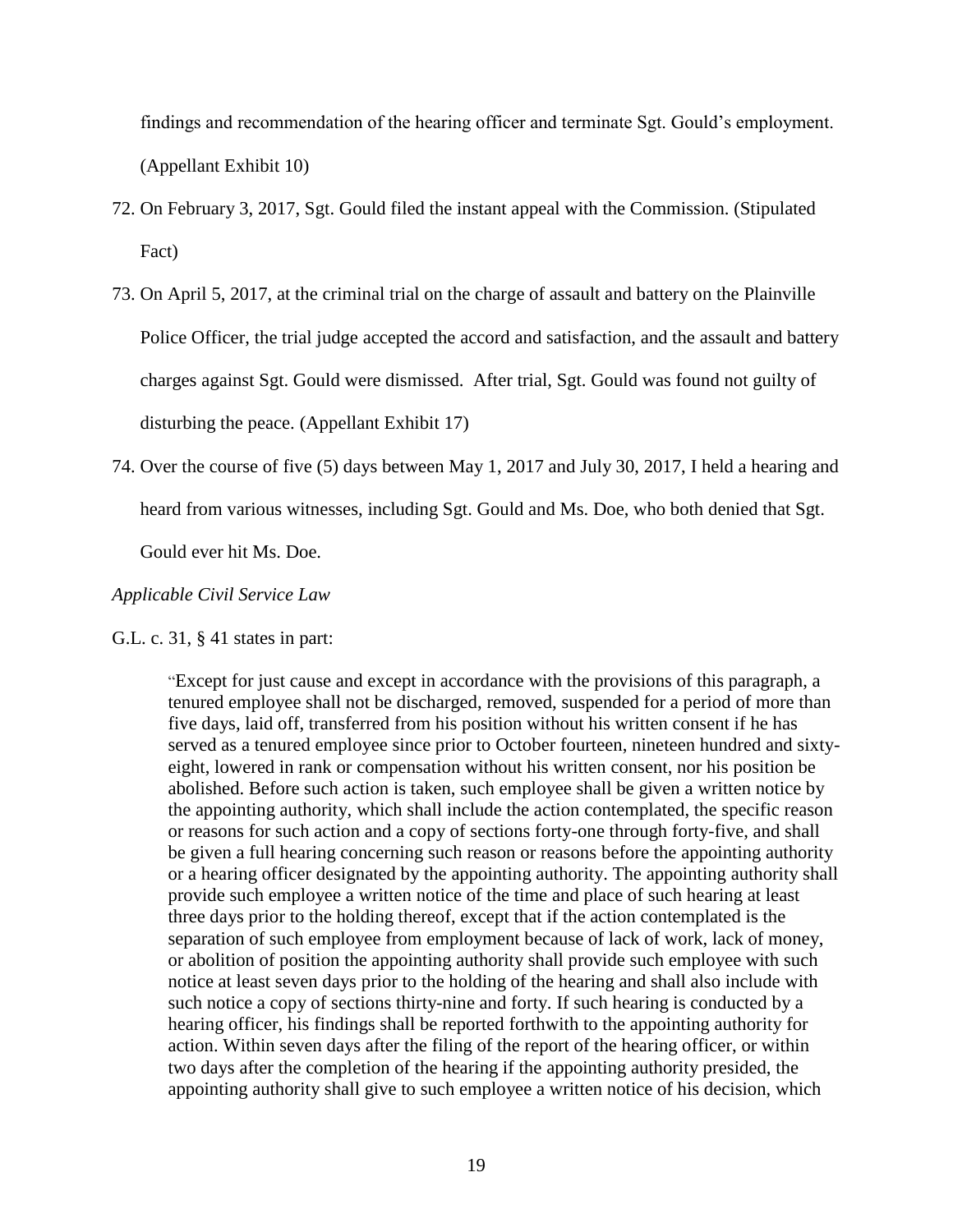findings and recommendation of the hearing officer and terminate Sgt. Gould's employment. (Appellant Exhibit 10)

72. On February 3, 2017, Sgt. Gould filed the instant appeal with the Commission. (Stipulated Fact)

73. On April 5, 2017, at the criminal trial on the charge of assault and battery on the Plainville Police Officer, the trial judge accepted the accord and satisfaction, and the assault and battery charges against Sgt. Gould were dismissed. After trial, Sgt. Gould was found not guilty of disturbing the peace. (Appellant Exhibit 17)

74. Over the course of five (5) days between May 1, 2017 and July 30, 2017, I held a hearing and heard from various witnesses, including Sgt. Gould and Ms. Doe, who both denied that Sgt. Gould ever hit Ms. Doe.

*Applicable Civil Service Law*

G.L. c. 31, § 41 states in part:

> "Except for just cause and except in accordance with the provisions of this paragraph, a tenured employee shall not be discharged, removed, suspended for a period of more than five days, laid off, transferred from his position without his written consent if he has served as a tenured employee since prior to October fourteen, nineteen hundred and sixty-eight, lowered in rank or compensation without his written consent, nor his position be abolished. Before such action is taken, such employee shall be given a written notice by the appointing authority, which shall include the action contemplated, the specific reason or reasons for such action and a copy of sections forty-one through forty-five, and shall be given a full hearing concerning such reason or reasons before the appointing authority or a hearing officer designated by the appointing authority. The appointing authority shall provide such employee a written notice of the time and place of such hearing at least three days prior to the holding thereof, except that if the action contemplated is the separation of such employee from employment because of lack of work, lack of money, or abolition of position the appointing authority shall provide such employee with such notice at least seven days prior to the holding of the hearing and shall also include with such notice a copy of sections thirty-nine and forty. If such hearing is conducted by a hearing officer, his findings shall be reported forthwith to the appointing authority for action. Within seven days after the filing of the report of the hearing officer, or within two days after the completion of the hearing if the appointing authority presided, the appointing authority shall give to such employee a written notice of his decision, which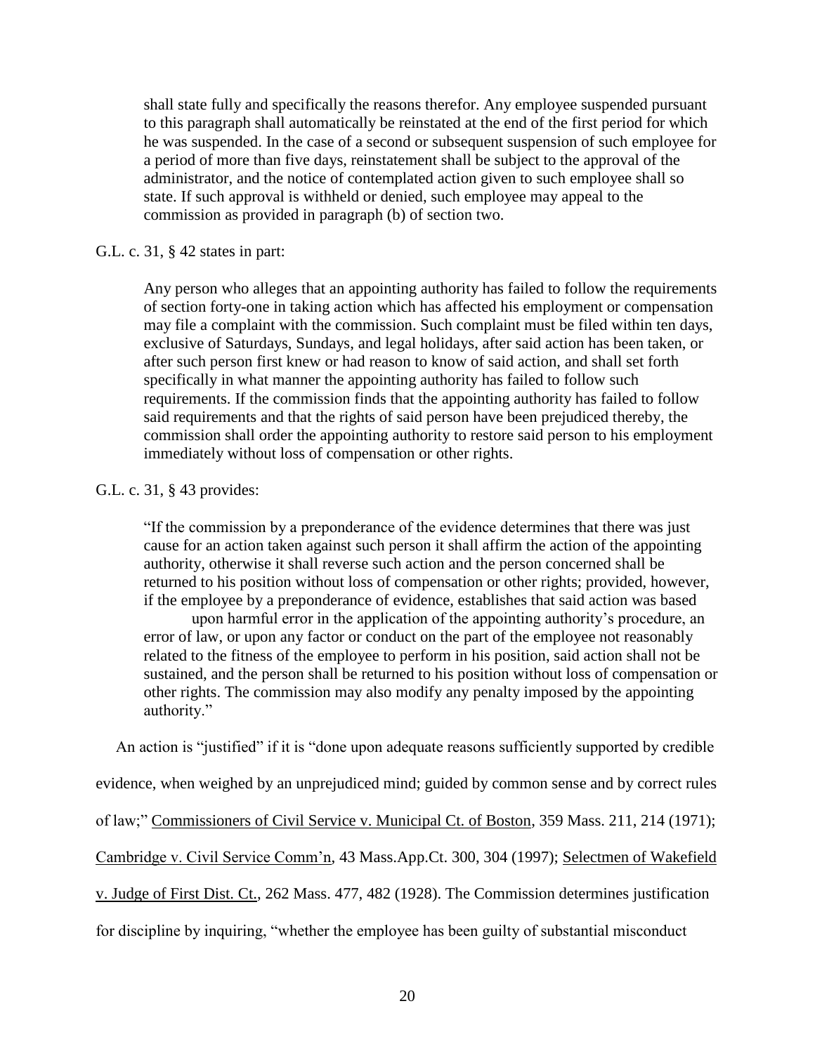> shall state fully and specifically the reasons therefor. Any employee suspended pursuant to this paragraph shall automatically be reinstated at the end of the first period for which he was suspended. In the case of a second or subsequent suspension of such employee for a period of more than five days, reinstatement shall be subject to the approval of the administrator, and the notice of contemplated action given to such employee shall so state. If such approval is withheld or denied, such employee may appeal to the commission as provided in paragraph (b) of section two.

G.L. c. 31, § 42 states in part:

> Any person who alleges that an appointing authority has failed to follow the requirements of section forty-one in taking action which has affected his employment or compensation may file a complaint with the commission. Such complaint must be filed within ten days, exclusive of Saturdays, Sundays, and legal holidays, after said action has been taken, or after such person first knew or had reason to know of said action, and shall set forth specifically in what manner the appointing authority has failed to follow such requirements. If the commission finds that the appointing authority has failed to follow said requirements and that the rights of said person have been prejudiced thereby, the commission shall order the appointing authority to restore said person to his employment immediately without loss of compensation or other rights.

G.L. c. 31, § 43 provides:

> "If the commission by a preponderance of the evidence determines that there was just cause for an action taken against such person it shall affirm the action of the appointing authority, otherwise it shall reverse such action and the person concerned shall be returned to his position without loss of compensation or other rights; provided, however, if the employee by a preponderance of evidence, establishes that said action was based upon harmful error in the application of the appointing authority's procedure, an error of law, or upon any factor or conduct on the part of the employee not reasonably related to the fitness of the employee to perform in his position, said action shall not be sustained, and the person shall be returned to his position without loss of compensation or other rights. The commission may also modify any penalty imposed by the appointing authority."

An action is "justified" if it is "done upon adequate reasons sufficiently supported by credible evidence, when weighed by an unprejudiced mind; guided by common sense and by correct rules of law;" Commissioners of Civil Service v. Municipal Ct. of Boston, 359 Mass. 211, 214 (1971); Cambridge v. Civil Service Comm'n, 43 Mass.App.Ct. 300, 304 (1997); Selectmen of Wakefield v. Judge of First Dist. Ct., 262 Mass. 477, 482 (1928). The Commission determines justification for discipline by inquiring, "whether the employee has been guilty of substantial misconduct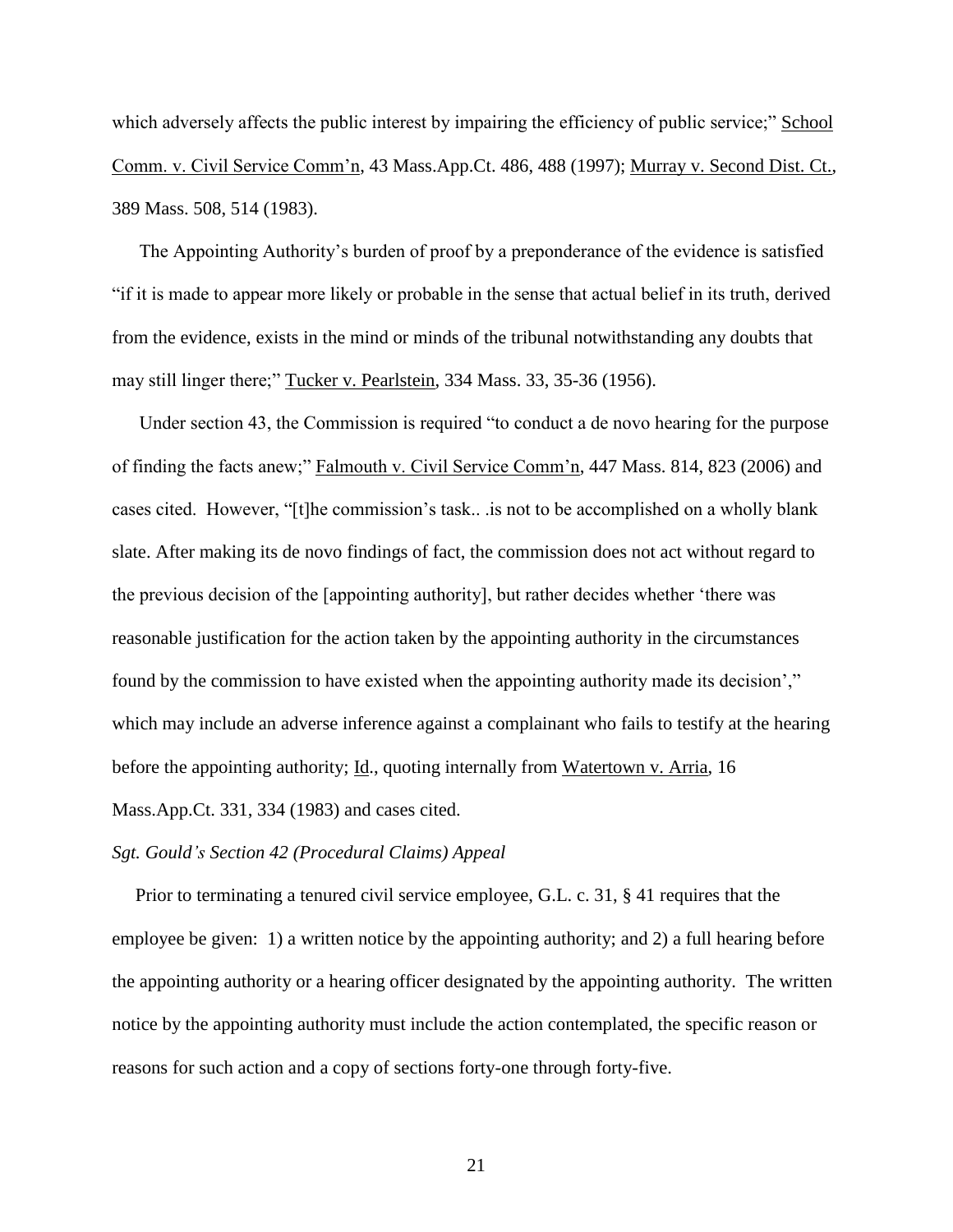which adversely affects the public interest by impairing the efficiency of public service;" School Comm. v. Civil Service Comm'n, 43 Mass.App.Ct. 486, 488 (1997); Murray v. Second Dist. Ct., 389 Mass. 508, 514 (1983).

The Appointing Authority's burden of proof by a preponderance of the evidence is satisfied "if it is made to appear more likely or probable in the sense that actual belief in its truth, derived from the evidence, exists in the mind or minds of the tribunal notwithstanding any doubts that may still linger there;" Tucker v. Pearlstein, 334 Mass. 33, 35-36 (1956).

Under section 43, the Commission is required "to conduct a de novo hearing for the purpose of finding the facts anew;" Falmouth v. Civil Service Comm'n, 447 Mass. 814, 823 (2006) and cases cited. However, "[t]he commission's task.. .is not to be accomplished on a wholly blank slate. After making its de novo findings of fact, the commission does not act without regard to the previous decision of the [appointing authority], but rather decides whether 'there was reasonable justification for the action taken by the appointing authority in the circumstances found by the commission to have existed when the appointing authority made its decision'," which may include an adverse inference against a complainant who fails to testify at the hearing before the appointing authority; Id., quoting internally from Watertown v. Arria, 16 Mass.App.Ct. 331, 334 (1983) and cases cited.

*Sgt. Gould's Section 42 (Procedural Claims) Appeal*

Prior to terminating a tenured civil service employee, G.L. c. 31, § 41 requires that the employee be given: 1) a written notice by the appointing authority; and 2) a full hearing before the appointing authority or a hearing officer designated by the appointing authority. The written notice by the appointing authority must include the action contemplated, the specific reason or reasons for such action and a copy of sections forty-one through forty-five.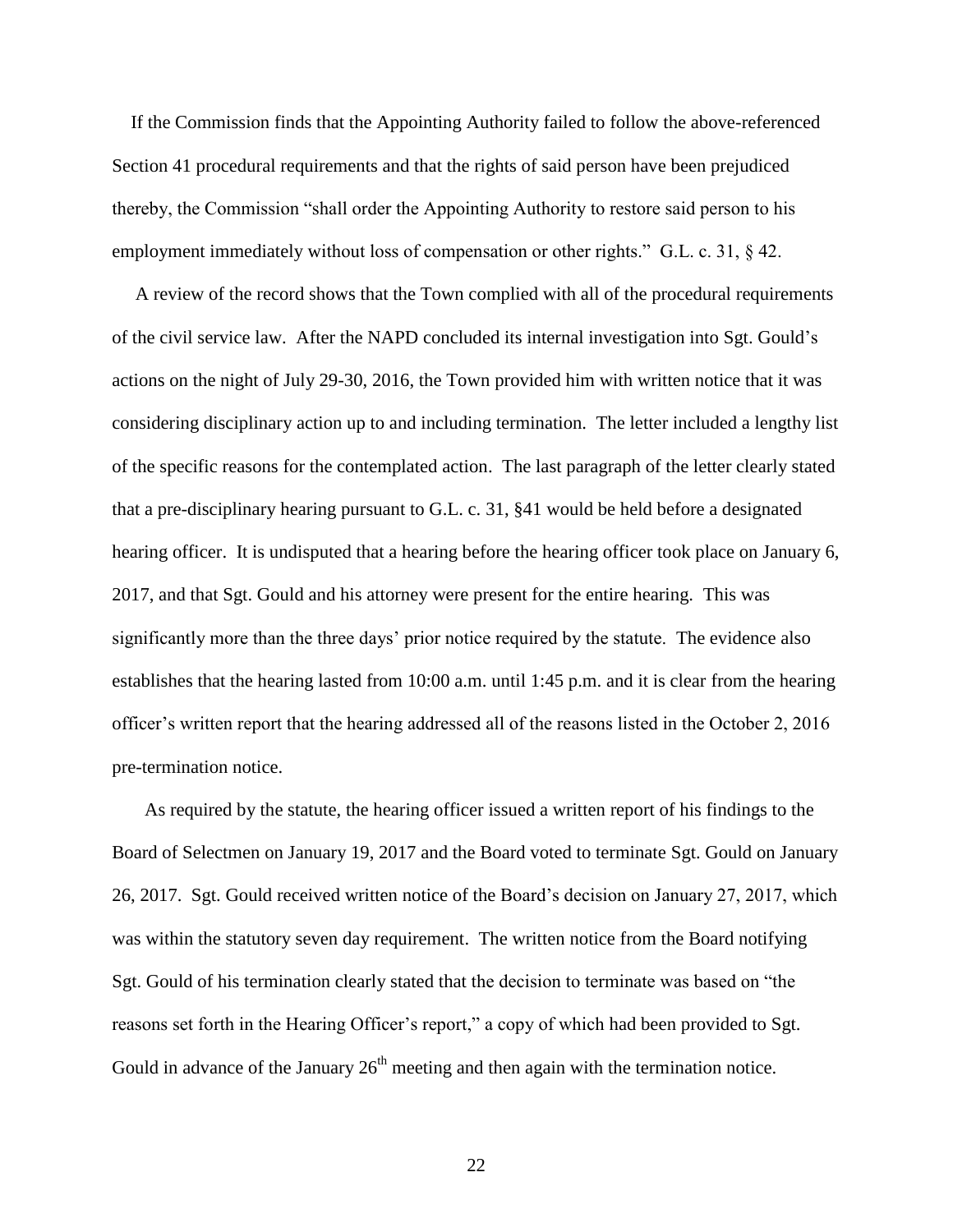If the Commission finds that the Appointing Authority failed to follow the above-referenced Section 41 procedural requirements and that the rights of said person have been prejudiced thereby, the Commission "shall order the Appointing Authority to restore said person to his employment immediately without loss of compensation or other rights." G.L. c. 31, § 42.

A review of the record shows that the Town complied with all of the procedural requirements of the civil service law. After the NAPD concluded its internal investigation into Sgt. Gould's actions on the night of July 29-30, 2016, the Town provided him with written notice that it was considering disciplinary action up to and including termination. The letter included a lengthy list of the specific reasons for the contemplated action. The last paragraph of the letter clearly stated that a pre-disciplinary hearing pursuant to G.L. c. 31, §41 would be held before a designated hearing officer. It is undisputed that a hearing before the hearing officer took place on January 6, 2017, and that Sgt. Gould and his attorney were present for the entire hearing. This was significantly more than the three days' prior notice required by the statute. The evidence also establishes that the hearing lasted from 10:00 a.m. until 1:45 p.m. and it is clear from the hearing officer's written report that the hearing addressed all of the reasons listed in the October 2, 2016 pre-termination notice.

As required by the statute, the hearing officer issued a written report of his findings to the Board of Selectmen on January 19, 2017 and the Board voted to terminate Sgt. Gould on January 26, 2017. Sgt. Gould received written notice of the Board's decision on January 27, 2017, which was within the statutory seven day requirement. The written notice from the Board notifying Sgt. Gould of his termination clearly stated that the decision to terminate was based on "the reasons set forth in the Hearing Officer's report," a copy of which had been provided to Sgt. Gould in advance of the January 26th meeting and then again with the termination notice.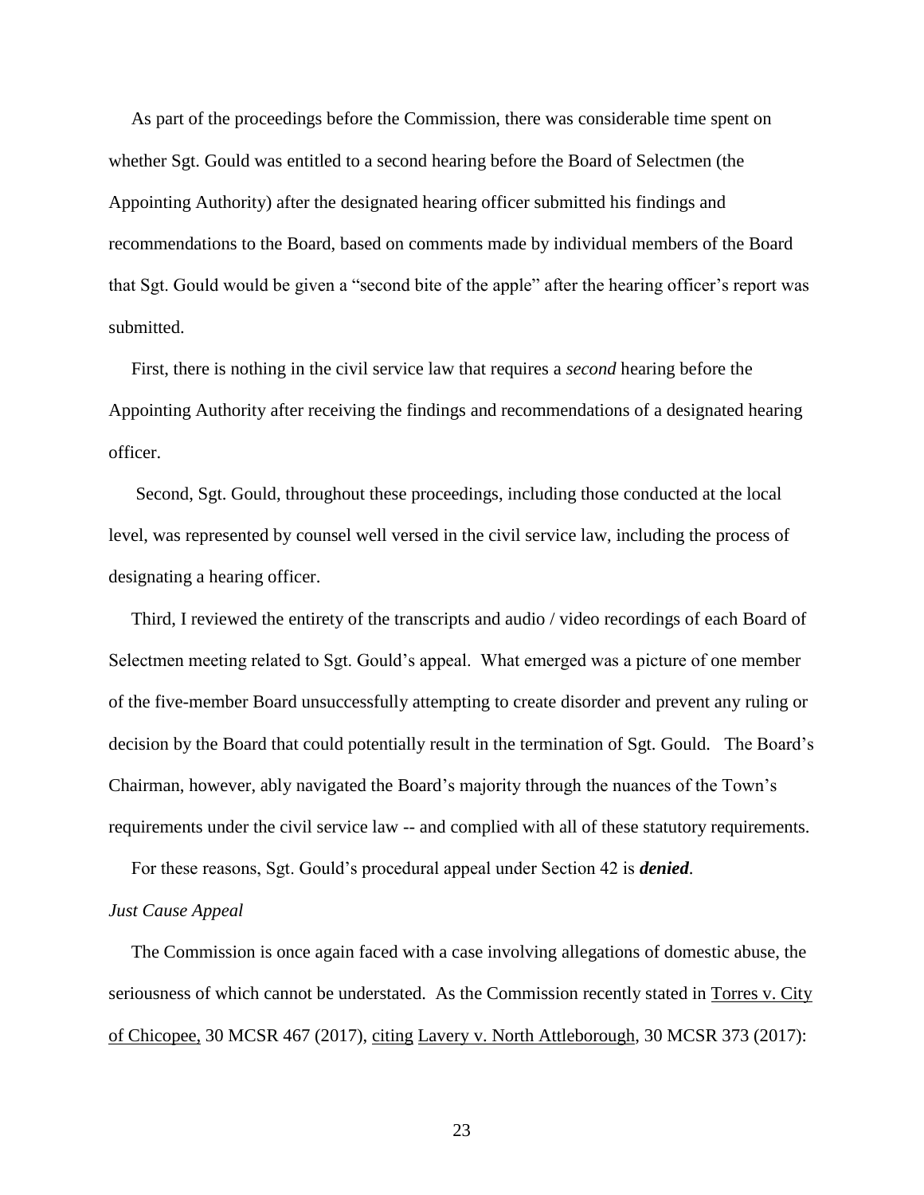As part of the proceedings before the Commission, there was considerable time spent on whether Sgt. Gould was entitled to a second hearing before the Board of Selectmen (the Appointing Authority) after the designated hearing officer submitted his findings and recommendations to the Board, based on comments made by individual members of the Board that Sgt. Gould would be given a "second bite of the apple" after the hearing officer's report was submitted.

First, there is nothing in the civil service law that requires a *second* hearing before the Appointing Authority after receiving the findings and recommendations of a designated hearing officer.

Second, Sgt. Gould, throughout these proceedings, including those conducted at the local level, was represented by counsel well versed in the civil service law, including the process of designating a hearing officer.

Third, I reviewed the entirety of the transcripts and audio / video recordings of each Board of Selectmen meeting related to Sgt. Gould's appeal. What emerged was a picture of one member of the five-member Board unsuccessfully attempting to create disorder and prevent any ruling or decision by the Board that could potentially result in the termination of Sgt. Gould. The Board's Chairman, however, ably navigated the Board's majority through the nuances of the Town's requirements under the civil service law -- and complied with all of these statutory requirements.

For these reasons, Sgt. Gould's procedural appeal under Section 42 is ***denied***.

*Just Cause Appeal*

The Commission is once again faced with a case involving allegations of domestic abuse, the seriousness of which cannot be understated. As the Commission recently stated in Torres v. City of Chicopee, 30 MCSR 467 (2017), citing Lavery v. North Attleborough, 30 MCSR 373 (2017):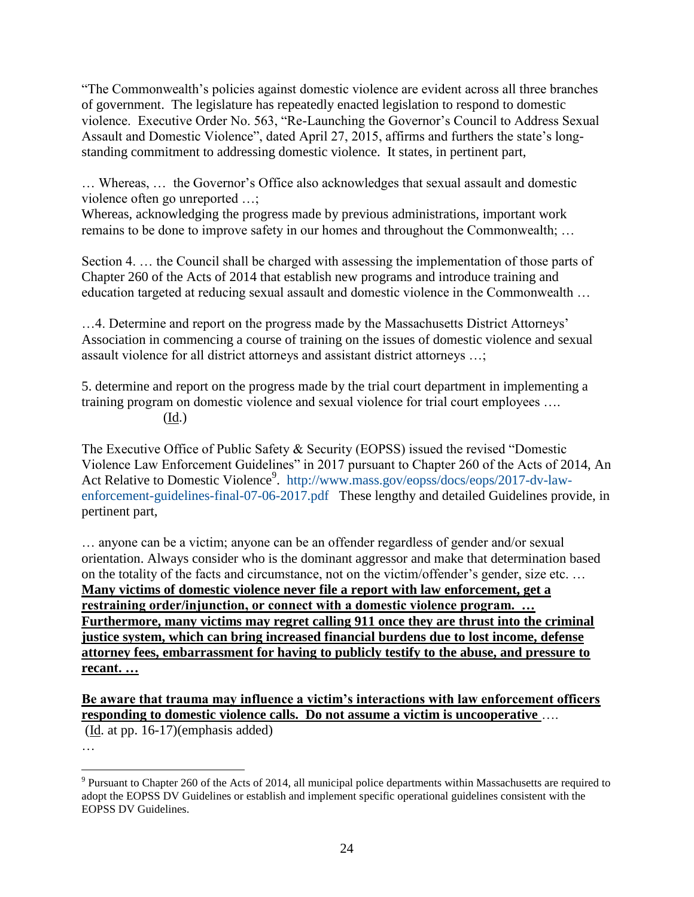"The Commonwealth's policies against domestic violence are evident across all three branches of government. The legislature has repeatedly enacted legislation to respond to domestic violence. Executive Order No. 563, "Re-Launching the Governor's Council to Address Sexual Assault and Domestic Violence", dated April 27, 2015, affirms and furthers the state's long-standing commitment to addressing domestic violence. It states, in pertinent part,

… Whereas, … the Governor's Office also acknowledges that sexual assault and domestic violence often go unreported …;
Whereas, acknowledging the progress made by previous administrations, important work remains to be done to improve safety in our homes and throughout the Commonwealth; …

Section 4. … the Council shall be charged with assessing the implementation of those parts of Chapter 260 of the Acts of 2014 that establish new programs and introduce training and education targeted at reducing sexual assault and domestic violence in the Commonwealth …

…4. Determine and report on the progress made by the Massachusetts District Attorneys' Association in commencing a course of training on the issues of domestic violence and sexual assault violence for all district attorneys and assistant district attorneys …;

5. determine and report on the progress made by the trial court department in implementing a training program on domestic violence and sexual violence for trial court employees ….
(Id.)

The Executive Office of Public Safety & Security (EOPSS) issued the revised "Domestic Violence Law Enforcement Guidelines" in 2017 pursuant to Chapter 260 of the Acts of 2014, An Act Relative to Domestic Violence[9]. http://www.mass.gov/eopss/docs/eops/2017-dv-law-enforcement-guidelines-final-07-06-2017.pdf These lengthy and detailed Guidelines provide, in pertinent part,

… anyone can be a victim; anyone can be an offender regardless of gender and/or sexual orientation. Always consider who is the dominant aggressor and make that determination based on the totality of the facts and circumstance, not on the victim/offender's gender, size etc. … **Many victims of domestic violence never file a report with law enforcement, get a restraining order/injunction, or connect with a domestic violence program. … Furthermore, many victims may regret calling 911 once they are thrust into the criminal justice system, which can bring increased financial burdens due to lost income, defense attorney fees, embarrassment for having to publicly testify to the abuse, and pressure to recant. …**

**Be aware that trauma may influence a victim's interactions with law enforcement officers responding to domestic violence calls. Do not assume a victim is uncooperative** ….
(Id. at pp. 16-17)(emphasis added)
…

[9] Pursuant to Chapter 260 of the Acts of 2014, all municipal police departments within Massachusetts are required to adopt the EOPSS DV Guidelines or establish and implement specific operational guidelines consistent with the EOPSS DV Guidelines.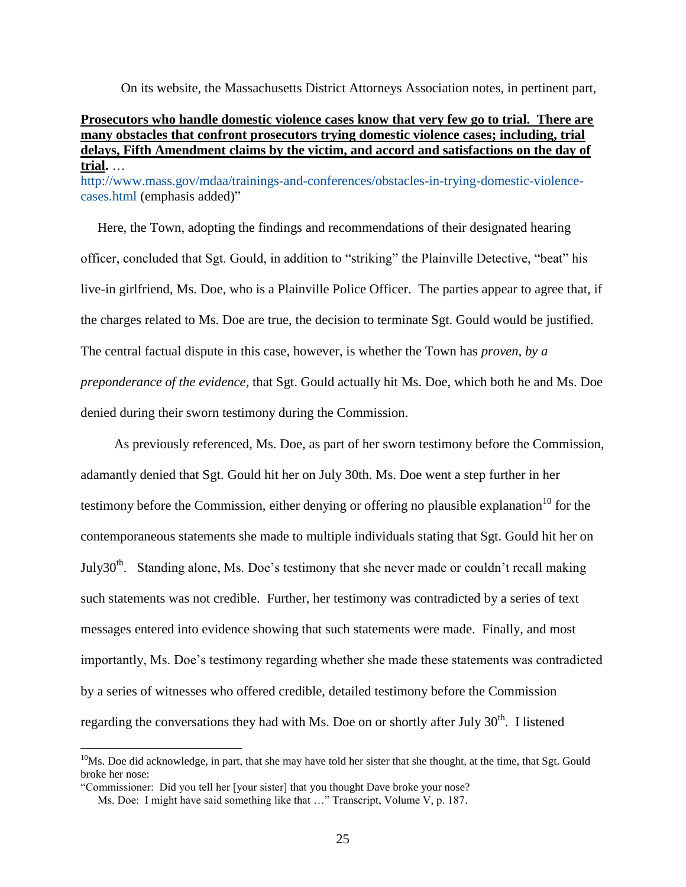On its website, the Massachusetts District Attorneys Association notes, in pertinent part,

**<u>Prosecutors who handle domestic violence cases know that very few go to trial. There are many obstacles that confront prosecutors trying domestic violence cases; including, trial delays, Fifth Amendment claims by the victim, and accord and satisfactions on the day of trial</u>.** …
http://www.mass.gov/mdaa/trainings-and-conferences/obstacles-in-trying-domestic-violence-cases.html (emphasis added)"

Here, the Town, adopting the findings and recommendations of their designated hearing officer, concluded that Sgt. Gould, in addition to "striking" the Plainville Detective, "beat" his live-in girlfriend, Ms. Doe, who is a Plainville Police Officer. The parties appear to agree that, if the charges related to Ms. Doe are true, the decision to terminate Sgt. Gould would be justified. The central factual dispute in this case, however, is whether the Town has *proven, by a preponderance of the evidence*, that Sgt. Gould actually hit Ms. Doe, which both he and Ms. Doe denied during their sworn testimony during the Commission.

As previously referenced, Ms. Doe, as part of her sworn testimony before the Commission, adamantly denied that Sgt. Gould hit her on July 30th. Ms. Doe went a step further in her testimony before the Commission, either denying or offering no plausible explanation[10] for the contemporaneous statements she made to multiple individuals stating that Sgt. Gould hit her on July30th. Standing alone, Ms. Doe's testimony that she never made or couldn't recall making such statements was not credible. Further, her testimony was contradicted by a series of text messages entered into evidence showing that such statements were made. Finally, and most importantly, Ms. Doe's testimony regarding whether she made these statements was contradicted by a series of witnesses who offered credible, detailed testimony before the Commission regarding the conversations they had with Ms. Doe on or shortly after July 30th. I listened

---

[10] Ms. Doe did acknowledge, in part, that she may have told her sister that she thought, at the time, that Sgt. Gould broke her nose:

"Commissioner: Did you tell her [your sister] that you thought Dave broke your nose?
Ms. Doe: I might have said something like that …" Transcript, Volume V, p. 187.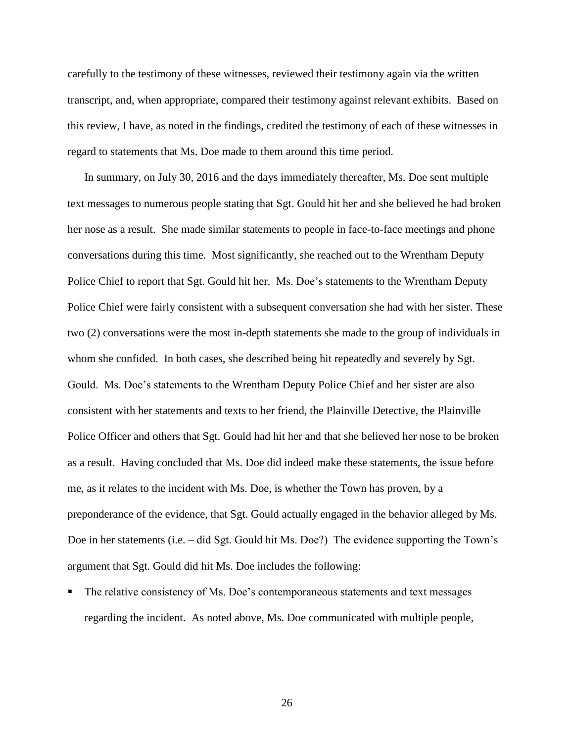carefully to the testimony of these witnesses, reviewed their testimony again via the written transcript, and, when appropriate, compared their testimony against relevant exhibits. Based on this review, I have, as noted in the findings, credited the testimony of each of these witnesses in regard to statements that Ms. Doe made to them around this time period.

In summary, on July 30, 2016 and the days immediately thereafter, Ms. Doe sent multiple text messages to numerous people stating that Sgt. Gould hit her and she believed he had broken her nose as a result. She made similar statements to people in face-to-face meetings and phone conversations during this time. Most significantly, she reached out to the Wrentham Deputy Police Chief to report that Sgt. Gould hit her. Ms. Doe's statements to the Wrentham Deputy Police Chief were fairly consistent with a subsequent conversation she had with her sister. These two (2) conversations were the most in-depth statements she made to the group of individuals in whom she confided. In both cases, she described being hit repeatedly and severely by Sgt. Gould. Ms. Doe's statements to the Wrentham Deputy Police Chief and her sister are also consistent with her statements and texts to her friend, the Plainville Detective, the Plainville Police Officer and others that Sgt. Gould had hit her and that she believed her nose to be broken as a result. Having concluded that Ms. Doe did indeed make these statements, the issue before me, as it relates to the incident with Ms. Doe, is whether the Town has proven, by a preponderance of the evidence, that Sgt. Gould actually engaged in the behavior alleged by Ms. Doe in her statements (i.e. – did Sgt. Gould hit Ms. Doe?) The evidence supporting the Town's argument that Sgt. Gould did hit Ms. Doe includes the following:

- The relative consistency of Ms. Doe's contemporaneous statements and text messages regarding the incident. As noted above, Ms. Doe communicated with multiple people,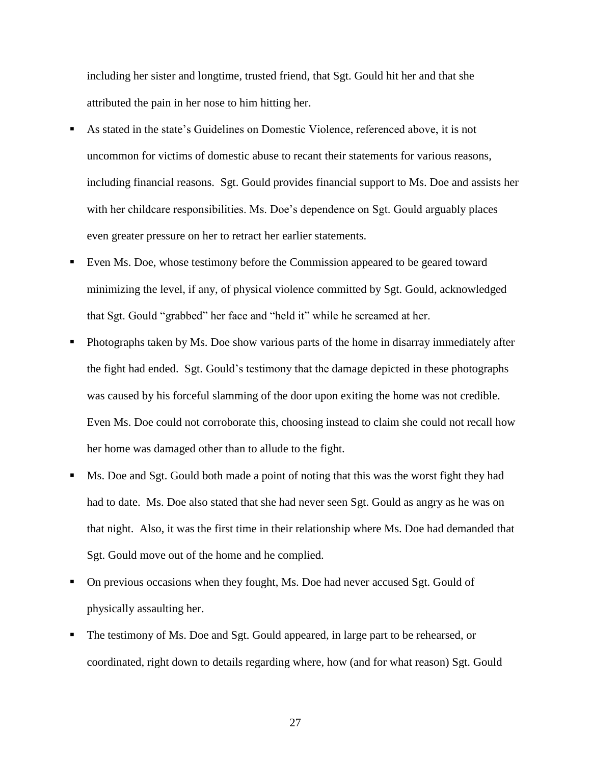including her sister and longtime, trusted friend, that Sgt. Gould hit her and that she attributed the pain in her nose to him hitting her.

- As stated in the state's Guidelines on Domestic Violence, referenced above, it is not uncommon for victims of domestic abuse to recant their statements for various reasons, including financial reasons. Sgt. Gould provides financial support to Ms. Doe and assists her with her childcare responsibilities. Ms. Doe's dependence on Sgt. Gould arguably places even greater pressure on her to retract her earlier statements.
- Even Ms. Doe, whose testimony before the Commission appeared to be geared toward minimizing the level, if any, of physical violence committed by Sgt. Gould, acknowledged that Sgt. Gould "grabbed" her face and "held it" while he screamed at her.
- Photographs taken by Ms. Doe show various parts of the home in disarray immediately after the fight had ended. Sgt. Gould's testimony that the damage depicted in these photographs was caused by his forceful slamming of the door upon exiting the home was not credible. Even Ms. Doe could not corroborate this, choosing instead to claim she could not recall how her home was damaged other than to allude to the fight.
- Ms. Doe and Sgt. Gould both made a point of noting that this was the worst fight they had had to date. Ms. Doe also stated that she had never seen Sgt. Gould as angry as he was on that night. Also, it was the first time in their relationship where Ms. Doe had demanded that Sgt. Gould move out of the home and he complied.
- On previous occasions when they fought, Ms. Doe had never accused Sgt. Gould of physically assaulting her.
- The testimony of Ms. Doe and Sgt. Gould appeared, in large part to be rehearsed, or coordinated, right down to details regarding where, how (and for what reason) Sgt. Gould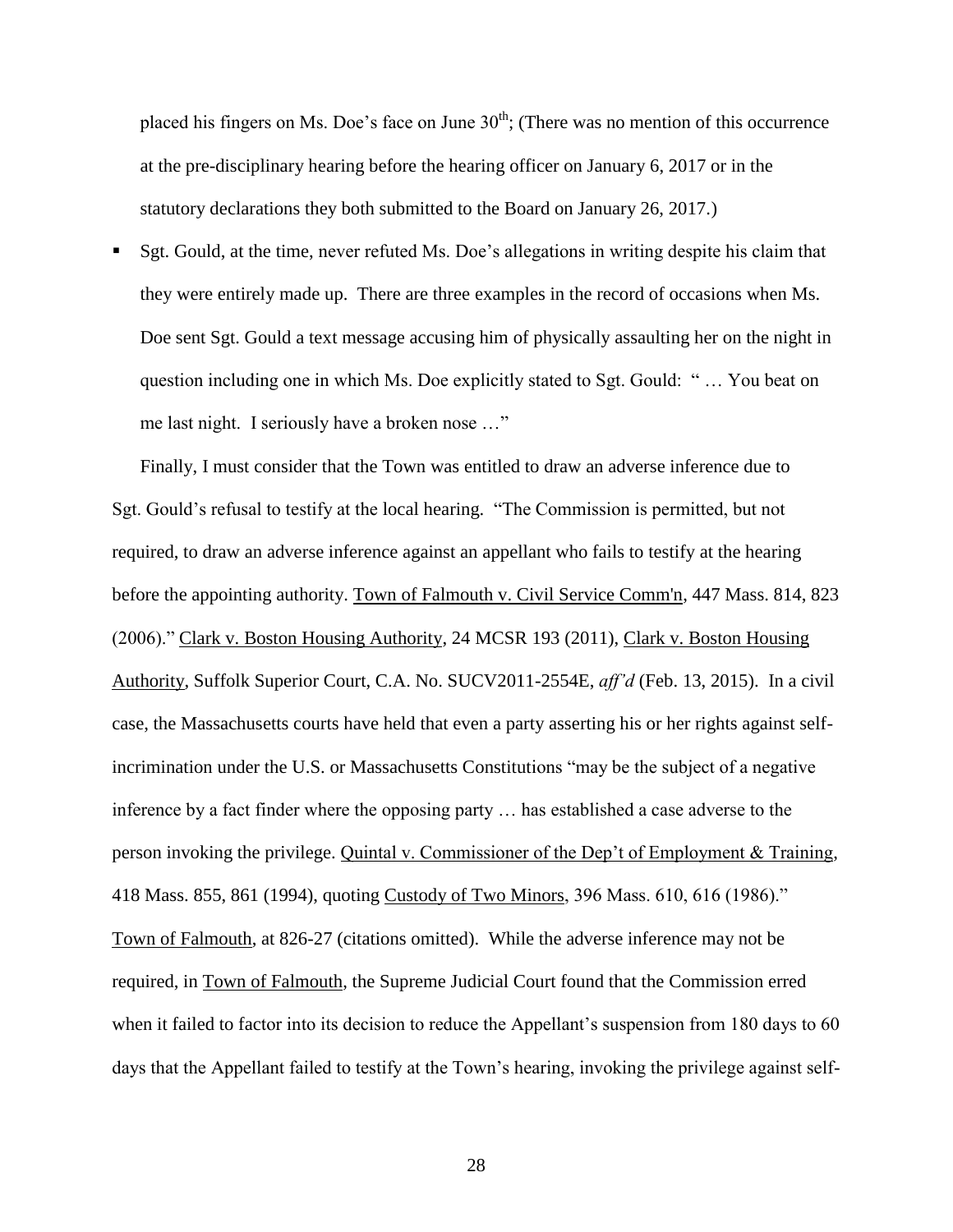placed his fingers on Ms. Doe's face on June 30th; (There was no mention of this occurrence at the pre-disciplinary hearing before the hearing officer on January 6, 2017 or in the statutory declarations they both submitted to the Board on January 26, 2017.)

- Sgt. Gould, at the time, never refuted Ms. Doe's allegations in writing despite his claim that they were entirely made up. There are three examples in the record of occasions when Ms. Doe sent Sgt. Gould a text message accusing him of physically assaulting her on the night in question including one in which Ms. Doe explicitly stated to Sgt. Gould: " … You beat on me last night. I seriously have a broken nose …"

Finally, I must consider that the Town was entitled to draw an adverse inference due to Sgt. Gould's refusal to testify at the local hearing. "The Commission is permitted, but not required, to draw an adverse inference against an appellant who fails to testify at the hearing before the appointing authority. Town of Falmouth v. Civil Service Comm'n, 447 Mass. 814, 823 (2006)." Clark v. Boston Housing Authority, 24 MCSR 193 (2011), Clark v. Boston Housing Authority, Suffolk Superior Court, C.A. No. SUCV2011-2554E, *aff'd* (Feb. 13, 2015). In a civil case, the Massachusetts courts have held that even a party asserting his or her rights against self-incrimination under the U.S. or Massachusetts Constitutions "may be the subject of a negative inference by a fact finder where the opposing party … has established a case adverse to the person invoking the privilege. Quintal v. Commissioner of the Dep't of Employment & Training, 418 Mass. 855, 861 (1994), quoting Custody of Two Minors, 396 Mass. 610, 616 (1986)." Town of Falmouth, at 826-27 (citations omitted). While the adverse inference may not be required, in Town of Falmouth, the Supreme Judicial Court found that the Commission erred when it failed to factor into its decision to reduce the Appellant's suspension from 180 days to 60 days that the Appellant failed to testify at the Town's hearing, invoking the privilege against self-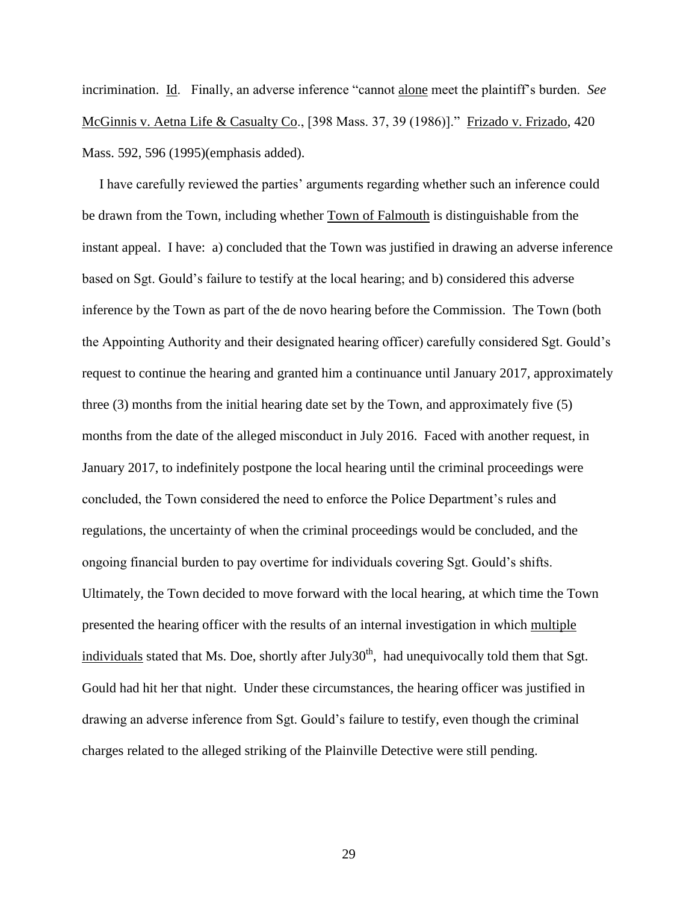incrimination. Id. Finally, an adverse inference "cannot alone meet the plaintiff's burden. *See* McGinnis v. Aetna Life & Casualty Co., [398 Mass. 37, 39 (1986)]." Frizado v. Frizado, 420 Mass. 592, 596 (1995)(emphasis added).

I have carefully reviewed the parties' arguments regarding whether such an inference could be drawn from the Town, including whether Town of Falmouth is distinguishable from the instant appeal. I have: a) concluded that the Town was justified in drawing an adverse inference based on Sgt. Gould's failure to testify at the local hearing; and b) considered this adverse inference by the Town as part of the de novo hearing before the Commission. The Town (both the Appointing Authority and their designated hearing officer) carefully considered Sgt. Gould's request to continue the hearing and granted him a continuance until January 2017, approximately three (3) months from the initial hearing date set by the Town, and approximately five (5) months from the date of the alleged misconduct in July 2016. Faced with another request, in January 2017, to indefinitely postpone the local hearing until the criminal proceedings were concluded, the Town considered the need to enforce the Police Department's rules and regulations, the uncertainty of when the criminal proceedings would be concluded, and the ongoing financial burden to pay overtime for individuals covering Sgt. Gould's shifts. Ultimately, the Town decided to move forward with the local hearing, at which time the Town presented the hearing officer with the results of an internal investigation in which multiple individuals stated that Ms. Doe, shortly after July30th, had unequivocally told them that Sgt. Gould had hit her that night. Under these circumstances, the hearing officer was justified in drawing an adverse inference from Sgt. Gould's failure to testify, even though the criminal charges related to the alleged striking of the Plainville Detective were still pending.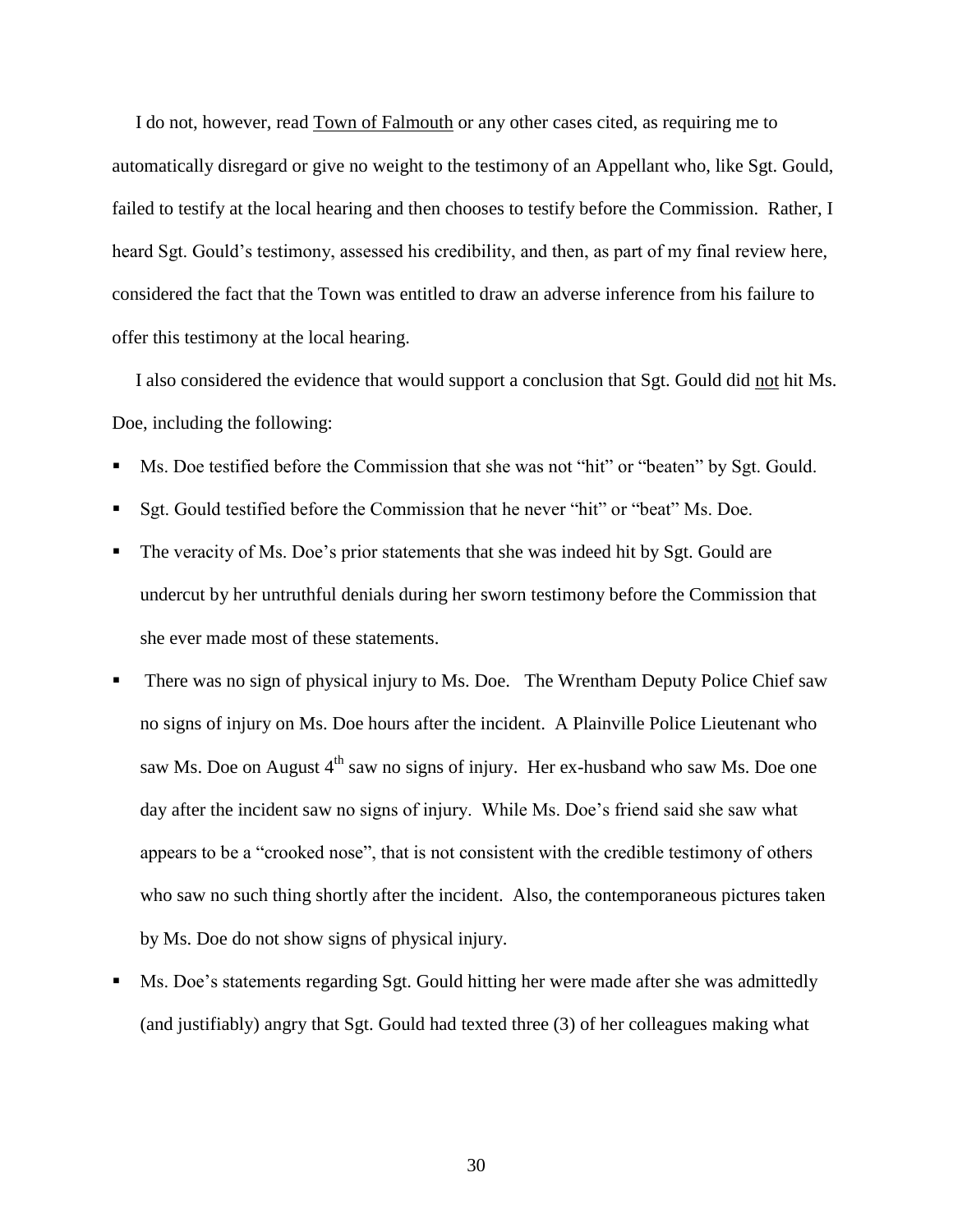I do not, however, read Town of Falmouth or any other cases cited, as requiring me to automatically disregard or give no weight to the testimony of an Appellant who, like Sgt. Gould, failed to testify at the local hearing and then chooses to testify before the Commission. Rather, I heard Sgt. Gould's testimony, assessed his credibility, and then, as part of my final review here, considered the fact that the Town was entitled to draw an adverse inference from his failure to offer this testimony at the local hearing.

I also considered the evidence that would support a conclusion that Sgt. Gould did not hit Ms. Doe, including the following:

- Ms. Doe testified before the Commission that she was not "hit" or "beaten" by Sgt. Gould.
- Sgt. Gould testified before the Commission that he never "hit" or "beat" Ms. Doe.
- The veracity of Ms. Doe's prior statements that she was indeed hit by Sgt. Gould are undercut by her untruthful denials during her sworn testimony before the Commission that she ever made most of these statements.
- There was no sign of physical injury to Ms. Doe. The Wrentham Deputy Police Chief saw no signs of injury on Ms. Doe hours after the incident. A Plainville Police Lieutenant who saw Ms. Doe on August 4th saw no signs of injury. Her ex-husband who saw Ms. Doe one day after the incident saw no signs of injury. While Ms. Doe's friend said she saw what appears to be a "crooked nose", that is not consistent with the credible testimony of others who saw no such thing shortly after the incident. Also, the contemporaneous pictures taken by Ms. Doe do not show signs of physical injury.
- Ms. Doe's statements regarding Sgt. Gould hitting her were made after she was admittedly (and justifiably) angry that Sgt. Gould had texted three (3) of her colleagues making what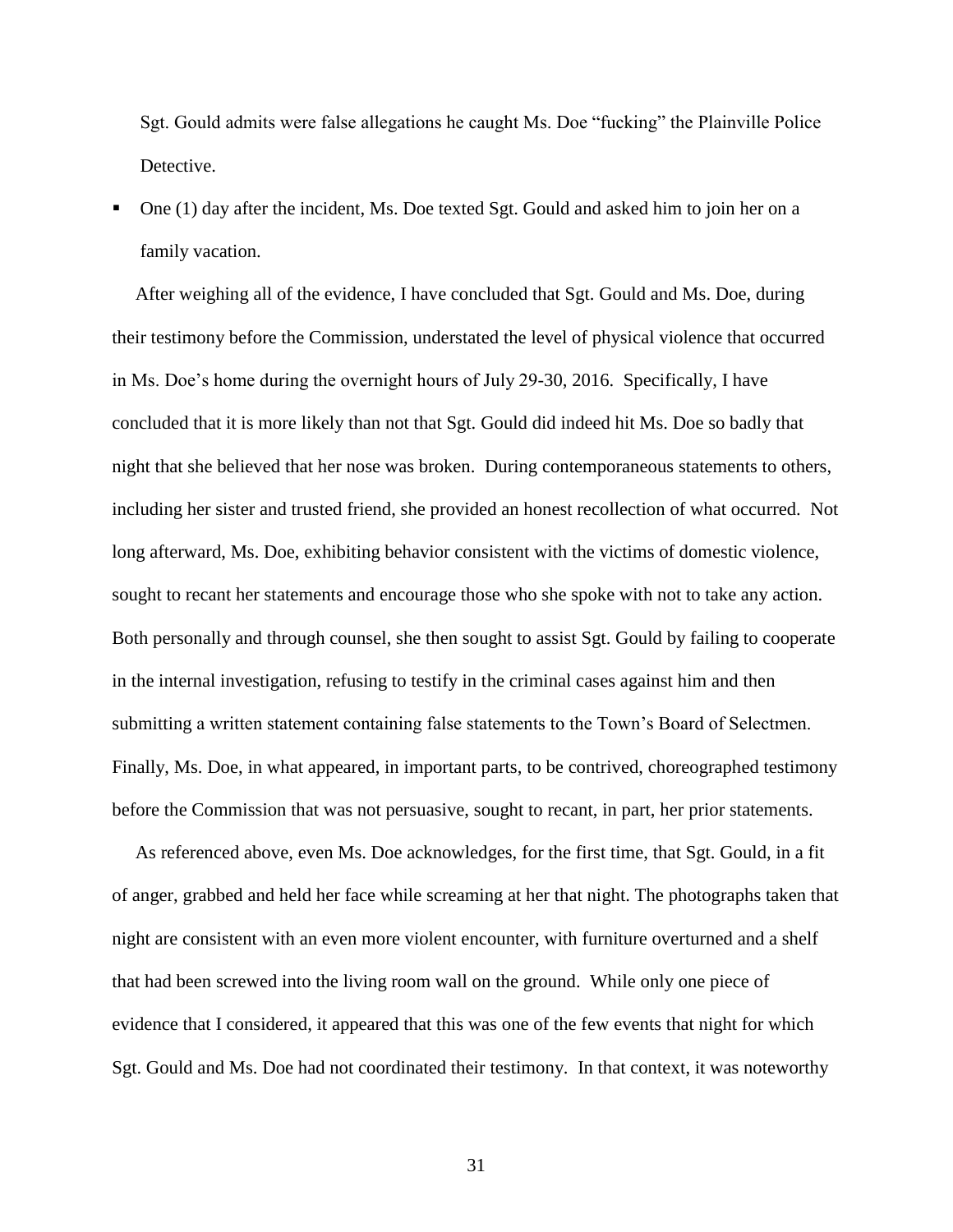Sgt. Gould admits were false allegations he caught Ms. Doe "fucking" the Plainville Police Detective.

- One (1) day after the incident, Ms. Doe texted Sgt. Gould and asked him to join her on a family vacation.

After weighing all of the evidence, I have concluded that Sgt. Gould and Ms. Doe, during their testimony before the Commission, understated the level of physical violence that occurred in Ms. Doe's home during the overnight hours of July 29-30, 2016. Specifically, I have concluded that it is more likely than not that Sgt. Gould did indeed hit Ms. Doe so badly that night that she believed that her nose was broken. During contemporaneous statements to others, including her sister and trusted friend, she provided an honest recollection of what occurred. Not long afterward, Ms. Doe, exhibiting behavior consistent with the victims of domestic violence, sought to recant her statements and encourage those who she spoke with not to take any action. Both personally and through counsel, she then sought to assist Sgt. Gould by failing to cooperate in the internal investigation, refusing to testify in the criminal cases against him and then submitting a written statement containing false statements to the Town's Board of Selectmen. Finally, Ms. Doe, in what appeared, in important parts, to be contrived, choreographed testimony before the Commission that was not persuasive, sought to recant, in part, her prior statements.

As referenced above, even Ms. Doe acknowledges, for the first time, that Sgt. Gould, in a fit of anger, grabbed and held her face while screaming at her that night. The photographs taken that night are consistent with an even more violent encounter, with furniture overturned and a shelf that had been screwed into the living room wall on the ground. While only one piece of evidence that I considered, it appeared that this was one of the few events that night for which Sgt. Gould and Ms. Doe had not coordinated their testimony. In that context, it was noteworthy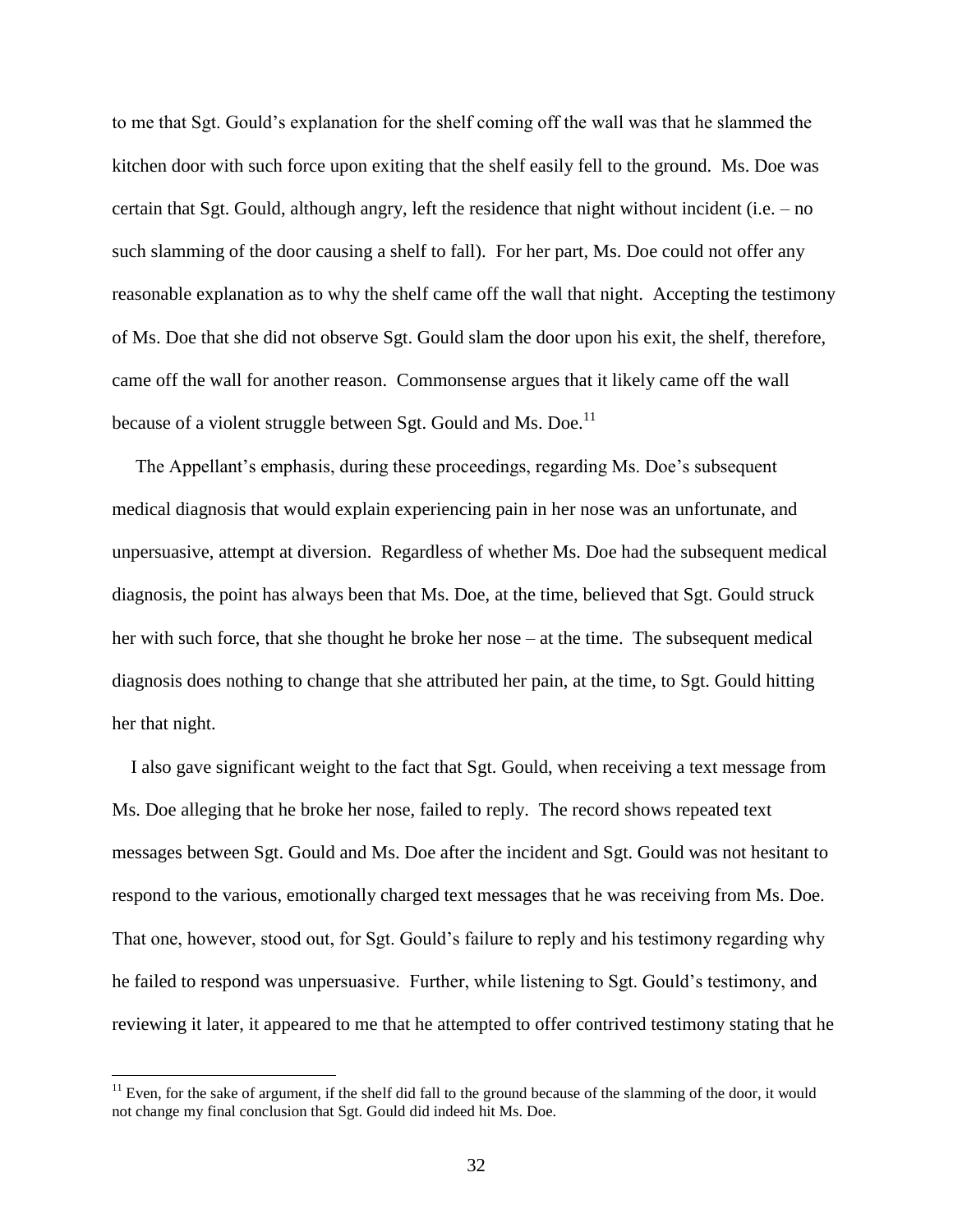to me that Sgt. Gould's explanation for the shelf coming off the wall was that he slammed the kitchen door with such force upon exiting that the shelf easily fell to the ground. Ms. Doe was certain that Sgt. Gould, although angry, left the residence that night without incident (i.e. – no such slamming of the door causing a shelf to fall). For her part, Ms. Doe could not offer any reasonable explanation as to why the shelf came off the wall that night. Accepting the testimony of Ms. Doe that she did not observe Sgt. Gould slam the door upon his exit, the shelf, therefore, came off the wall for another reason. Commonsense argues that it likely came off the wall because of a violent struggle between Sgt. Gould and Ms. Doe.[11]

The Appellant's emphasis, during these proceedings, regarding Ms. Doe's subsequent medical diagnosis that would explain experiencing pain in her nose was an unfortunate, and unpersuasive, attempt at diversion. Regardless of whether Ms. Doe had the subsequent medical diagnosis, the point has always been that Ms. Doe, at the time, believed that Sgt. Gould struck her with such force, that she thought he broke her nose – at the time. The subsequent medical diagnosis does nothing to change that she attributed her pain, at the time, to Sgt. Gould hitting her that night.

I also gave significant weight to the fact that Sgt. Gould, when receiving a text message from Ms. Doe alleging that he broke her nose, failed to reply. The record shows repeated text messages between Sgt. Gould and Ms. Doe after the incident and Sgt. Gould was not hesitant to respond to the various, emotionally charged text messages that he was receiving from Ms. Doe. That one, however, stood out, for Sgt. Gould's failure to reply and his testimony regarding why he failed to respond was unpersuasive. Further, while listening to Sgt. Gould's testimony, and reviewing it later, it appeared to me that he attempted to offer contrived testimony stating that he

---

[11] Even, for the sake of argument, if the shelf did fall to the ground because of the slamming of the door, it would not change my final conclusion that Sgt. Gould did indeed hit Ms. Doe.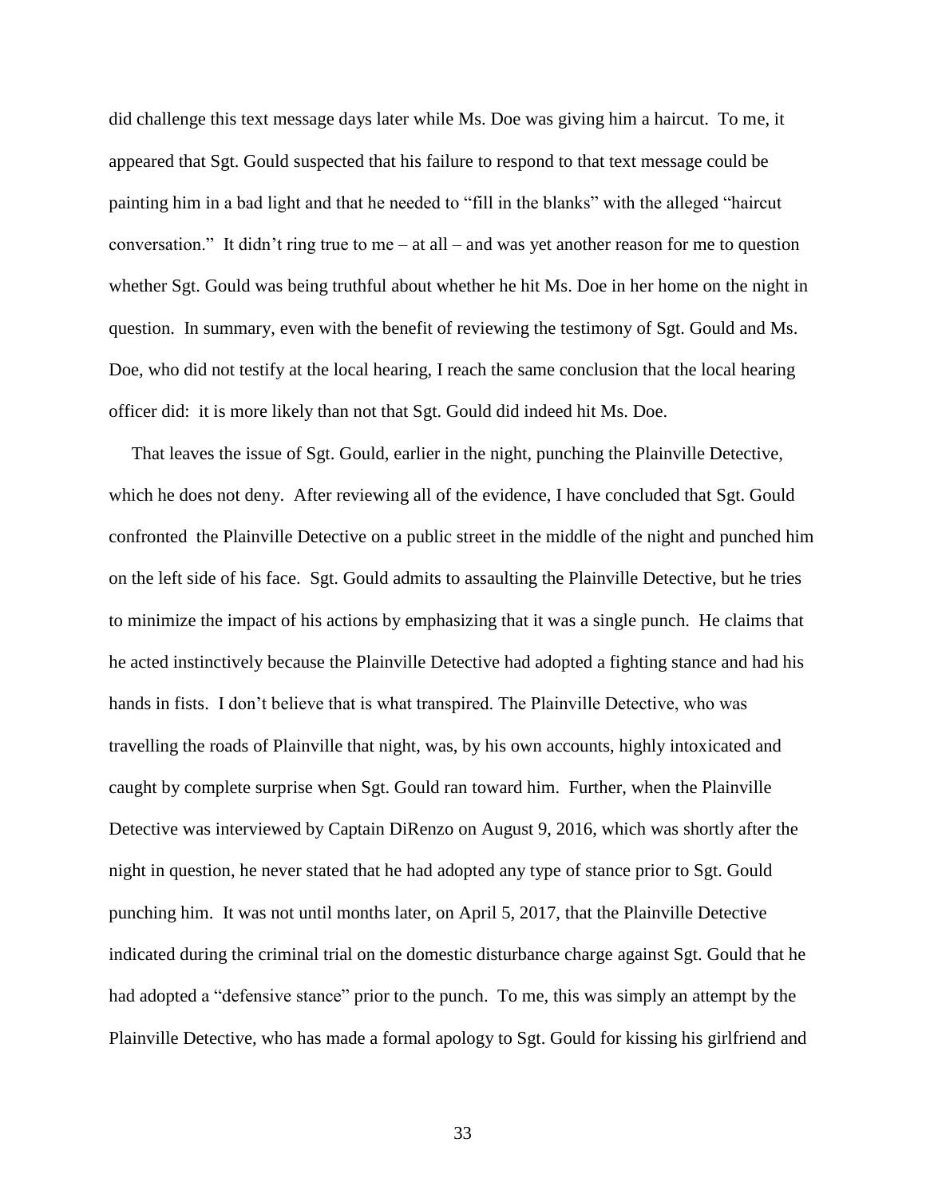did challenge this text message days later while Ms. Doe was giving him a haircut. To me, it appeared that Sgt. Gould suspected that his failure to respond to that text message could be painting him in a bad light and that he needed to "fill in the blanks" with the alleged "haircut conversation." It didn't ring true to me – at all – and was yet another reason for me to question whether Sgt. Gould was being truthful about whether he hit Ms. Doe in her home on the night in question. In summary, even with the benefit of reviewing the testimony of Sgt. Gould and Ms. Doe, who did not testify at the local hearing, I reach the same conclusion that the local hearing officer did: it is more likely than not that Sgt. Gould did indeed hit Ms. Doe.

That leaves the issue of Sgt. Gould, earlier in the night, punching the Plainville Detective, which he does not deny. After reviewing all of the evidence, I have concluded that Sgt. Gould confronted the Plainville Detective on a public street in the middle of the night and punched him on the left side of his face. Sgt. Gould admits to assaulting the Plainville Detective, but he tries to minimize the impact of his actions by emphasizing that it was a single punch. He claims that he acted instinctively because the Plainville Detective had adopted a fighting stance and had his hands in fists. I don't believe that is what transpired. The Plainville Detective, who was travelling the roads of Plainville that night, was, by his own accounts, highly intoxicated and caught by complete surprise when Sgt. Gould ran toward him. Further, when the Plainville Detective was interviewed by Captain DiRenzo on August 9, 2016, which was shortly after the night in question, he never stated that he had adopted any type of stance prior to Sgt. Gould punching him. It was not until months later, on April 5, 2017, that the Plainville Detective indicated during the criminal trial on the domestic disturbance charge against Sgt. Gould that he had adopted a "defensive stance" prior to the punch. To me, this was simply an attempt by the Plainville Detective, who has made a formal apology to Sgt. Gould for kissing his girlfriend and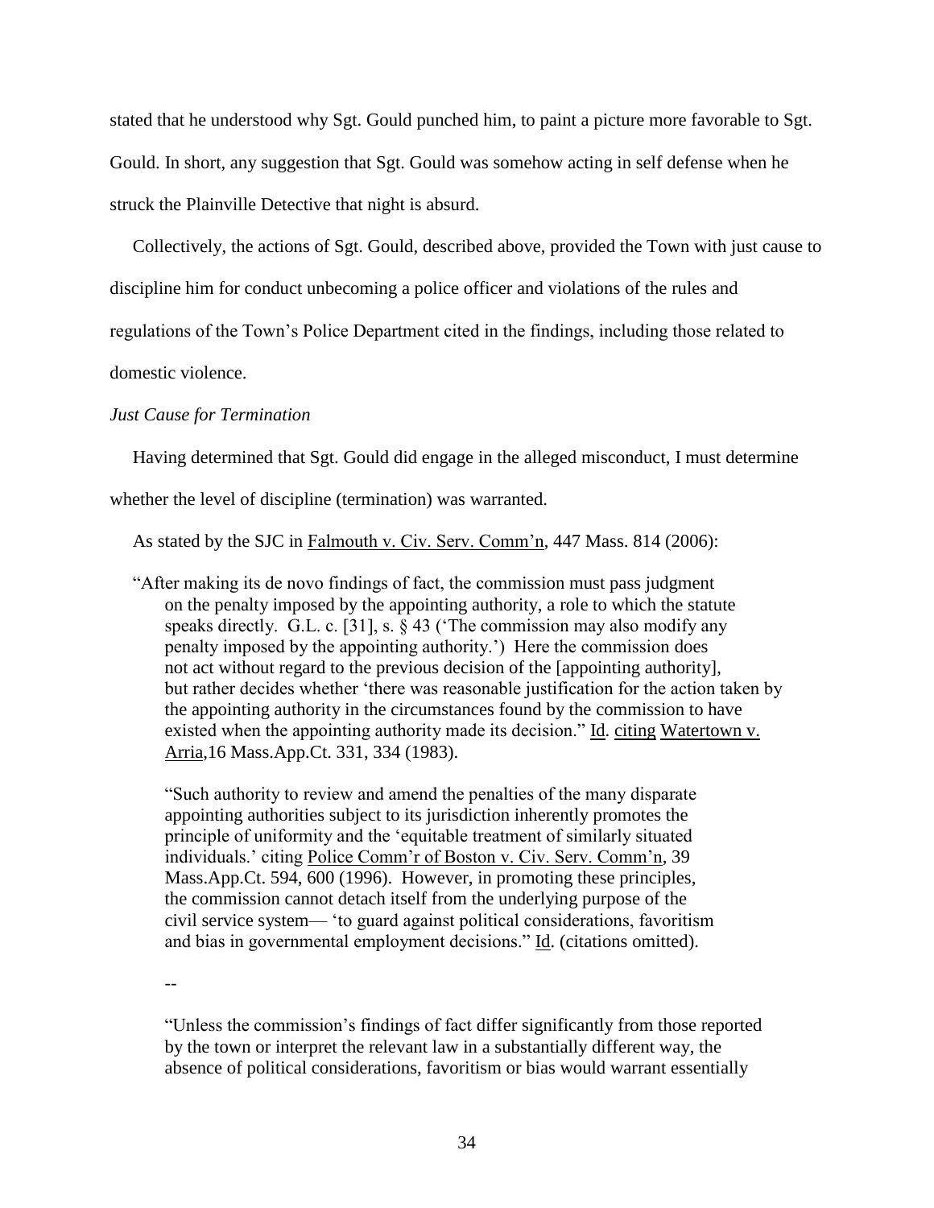stated that he understood why Sgt. Gould punched him, to paint a picture more favorable to Sgt. Gould. In short, any suggestion that Sgt. Gould was somehow acting in self defense when he struck the Plainville Detective that night is absurd.

Collectively, the actions of Sgt. Gould, described above, provided the Town with just cause to discipline him for conduct unbecoming a police officer and violations of the rules and regulations of the Town's Police Department cited in the findings, including those related to domestic violence.

*Just Cause for Termination*

Having determined that Sgt. Gould did engage in the alleged misconduct, I must determine whether the level of discipline (termination) was warranted.

As stated by the SJC in Falmouth v. Civ. Serv. Comm'n, 447 Mass. 814 (2006):

> "After making its de novo findings of fact, the commission must pass judgment on the penalty imposed by the appointing authority, a role to which the statute speaks directly. G.L. c. [31], s. § 43 ('The commission may also modify any penalty imposed by the appointing authority.') Here the commission does not act without regard to the previous decision of the [appointing authority], but rather decides whether 'there was reasonable justification for the action taken by the appointing authority in the circumstances found by the commission to have existed when the appointing authority made its decision." Id. citing Watertown v. Arria, 16 Mass.App.Ct. 331, 334 (1983).
>
> "Such authority to review and amend the penalties of the many disparate appointing authorities subject to its jurisdiction inherently promotes the principle of uniformity and the 'equitable treatment of similarly situated individuals.' citing Police Comm'r of Boston v. Civ. Serv. Comm'n, 39 Mass.App.Ct. 594, 600 (1996). However, in promoting these principles, the commission cannot detach itself from the underlying purpose of the civil service system— 'to guard against political considerations, favoritism and bias in governmental employment decisions." Id. (citations omitted).
>
> --
>
> "Unless the commission's findings of fact differ significantly from those reported by the town or interpret the relevant law in a substantially different way, the absence of political considerations, favoritism or bias would warrant essentially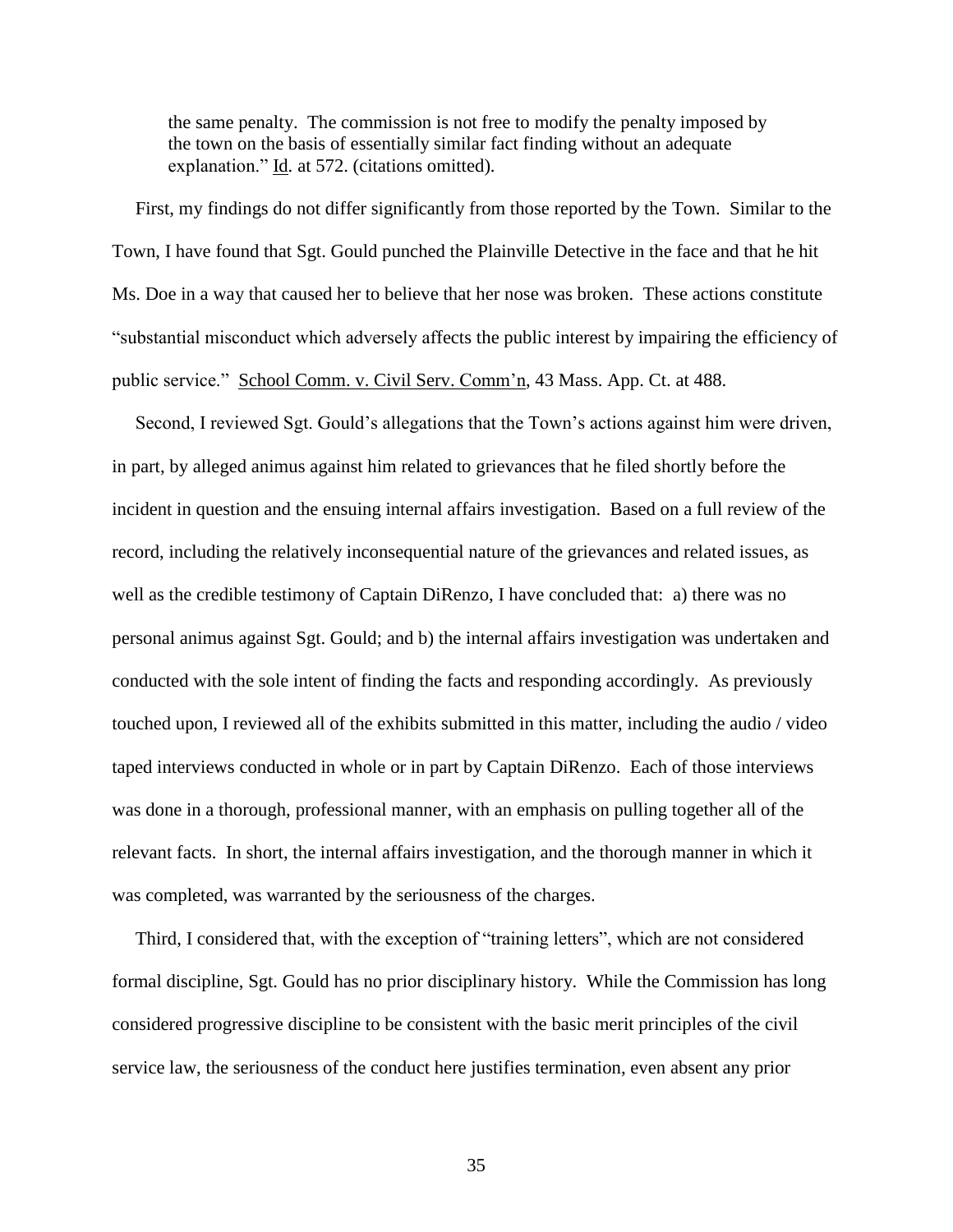> the same penalty. The commission is not free to modify the penalty imposed by the town on the basis of essentially similar fact finding without an adequate explanation." Id. at 572. (citations omitted).

First, my findings do not differ significantly from those reported by the Town. Similar to the Town, I have found that Sgt. Gould punched the Plainville Detective in the face and that he hit Ms. Doe in a way that caused her to believe that her nose was broken. These actions constitute "substantial misconduct which adversely affects the public interest by impairing the efficiency of public service." School Comm. v. Civil Serv. Comm'n, 43 Mass. App. Ct. at 488.

Second, I reviewed Sgt. Gould's allegations that the Town's actions against him were driven, in part, by alleged animus against him related to grievances that he filed shortly before the incident in question and the ensuing internal affairs investigation. Based on a full review of the record, including the relatively inconsequential nature of the grievances and related issues, as well as the credible testimony of Captain DiRenzo, I have concluded that: a) there was no personal animus against Sgt. Gould; and b) the internal affairs investigation was undertaken and conducted with the sole intent of finding the facts and responding accordingly. As previously touched upon, I reviewed all of the exhibits submitted in this matter, including the audio / video taped interviews conducted in whole or in part by Captain DiRenzo. Each of those interviews was done in a thorough, professional manner, with an emphasis on pulling together all of the relevant facts. In short, the internal affairs investigation, and the thorough manner in which it was completed, was warranted by the seriousness of the charges.

Third, I considered that, with the exception of "training letters", which are not considered formal discipline, Sgt. Gould has no prior disciplinary history. While the Commission has long considered progressive discipline to be consistent with the basic merit principles of the civil service law, the seriousness of the conduct here justifies termination, even absent any prior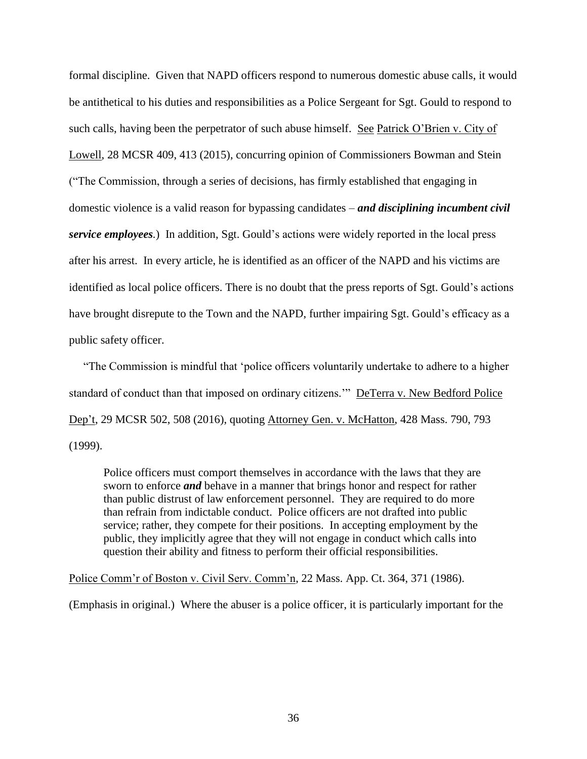formal discipline. Given that NAPD officers respond to numerous domestic abuse calls, it would be antithetical to his duties and responsibilities as a Police Sergeant for Sgt. Gould to respond to such calls, having been the perpetrator of such abuse himself. See Patrick O'Brien v. City of Lowell, 28 MCSR 409, 413 (2015), concurring opinion of Commissioners Bowman and Stein ("The Commission, through a series of decisions, has firmly established that engaging in domestic violence is a valid reason for bypassing candidates – ***and disciplining incumbent civil service employees***.) In addition, Sgt. Gould's actions were widely reported in the local press after his arrest. In every article, he is identified as an officer of the NAPD and his victims are identified as local police officers. There is no doubt that the press reports of Sgt. Gould's actions have brought disrepute to the Town and the NAPD, further impairing Sgt. Gould's efficacy as a public safety officer.

"The Commission is mindful that 'police officers voluntarily undertake to adhere to a higher standard of conduct than that imposed on ordinary citizens.'" DeTerra v. New Bedford Police Dep't, 29 MCSR 502, 508 (2016), quoting Attorney Gen. v. McHatton, 428 Mass. 790, 793 (1999).

> Police officers must comport themselves in accordance with the laws that they are sworn to enforce ***and*** behave in a manner that brings honor and respect for rather than public distrust of law enforcement personnel. They are required to do more than refrain from indictable conduct. Police officers are not drafted into public service; rather, they compete for their positions. In accepting employment by the public, they implicitly agree that they will not engage in conduct which calls into question their ability and fitness to perform their official responsibilities.

Police Comm'r of Boston v. Civil Serv. Comm'n, 22 Mass. App. Ct. 364, 371 (1986).

(Emphasis in original.) Where the abuser is a police officer, it is particularly important for the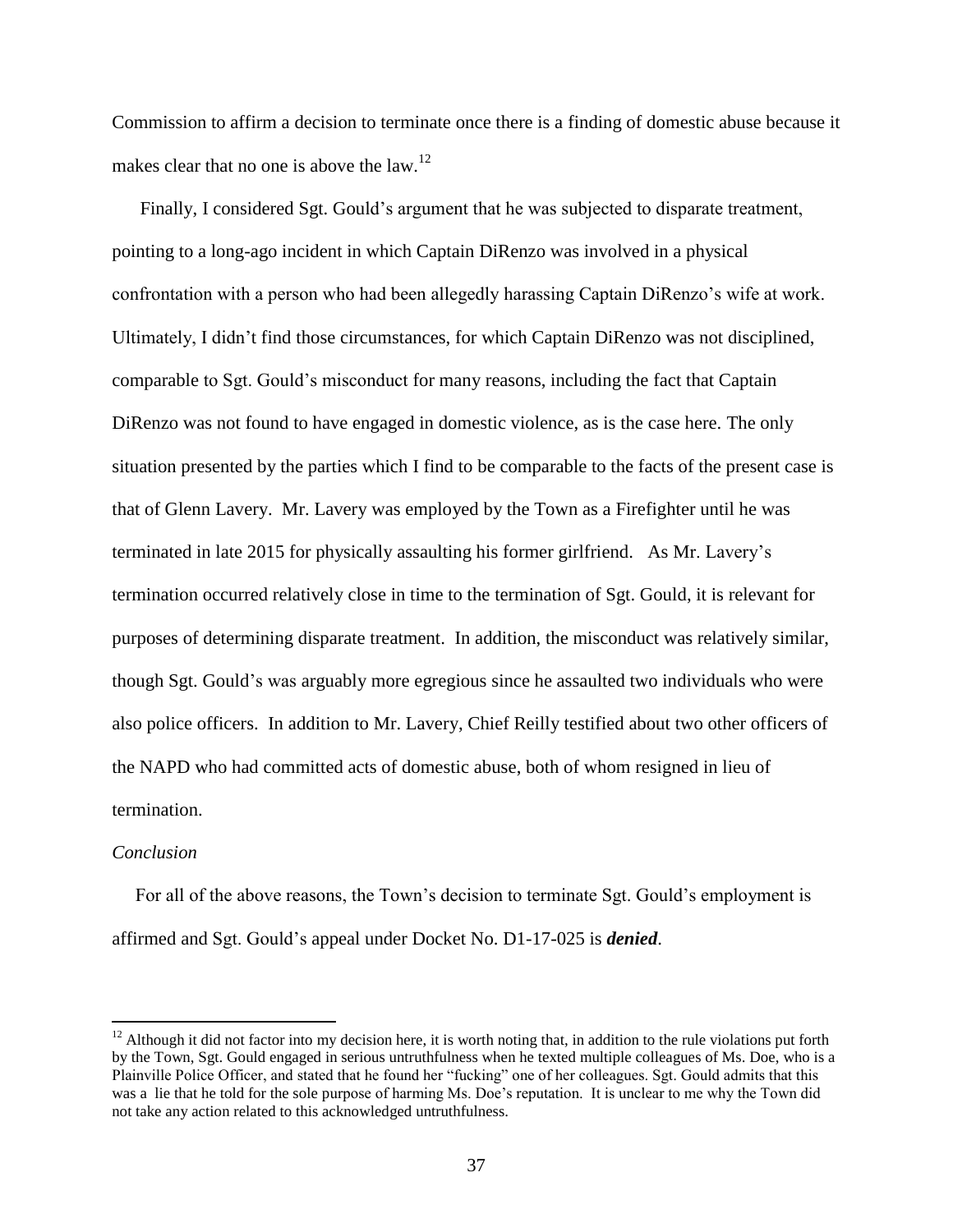Commission to affirm a decision to terminate once there is a finding of domestic abuse because it makes clear that no one is above the law.[12]

Finally, I considered Sgt. Gould's argument that he was subjected to disparate treatment, pointing to a long-ago incident in which Captain DiRenzo was involved in a physical confrontation with a person who had been allegedly harassing Captain DiRenzo's wife at work. Ultimately, I didn't find those circumstances, for which Captain DiRenzo was not disciplined, comparable to Sgt. Gould's misconduct for many reasons, including the fact that Captain DiRenzo was not found to have engaged in domestic violence, as is the case here. The only situation presented by the parties which I find to be comparable to the facts of the present case is that of Glenn Lavery. Mr. Lavery was employed by the Town as a Firefighter until he was terminated in late 2015 for physically assaulting his former girlfriend. As Mr. Lavery's termination occurred relatively close in time to the termination of Sgt. Gould, it is relevant for purposes of determining disparate treatment. In addition, the misconduct was relatively similar, though Sgt. Gould's was arguably more egregious since he assaulted two individuals who were also police officers. In addition to Mr. Lavery, Chief Reilly testified about two other officers of the NAPD who had committed acts of domestic abuse, both of whom resigned in lieu of termination.

*Conclusion*

For all of the above reasons, the Town's decision to terminate Sgt. Gould's employment is affirmed and Sgt. Gould's appeal under Docket No. D1-17-025 is ***denied***.

---

[12] Although it did not factor into my decision here, it is worth noting that, in addition to the rule violations put forth by the Town, Sgt. Gould engaged in serious untruthfulness when he texted multiple colleagues of Ms. Doe, who is a Plainville Police Officer, and stated that he found her "fucking" one of her colleagues. Sgt. Gould admits that this was a lie that he told for the sole purpose of harming Ms. Doe's reputation. It is unclear to me why the Town did not take any action related to this acknowledged untruthfulness.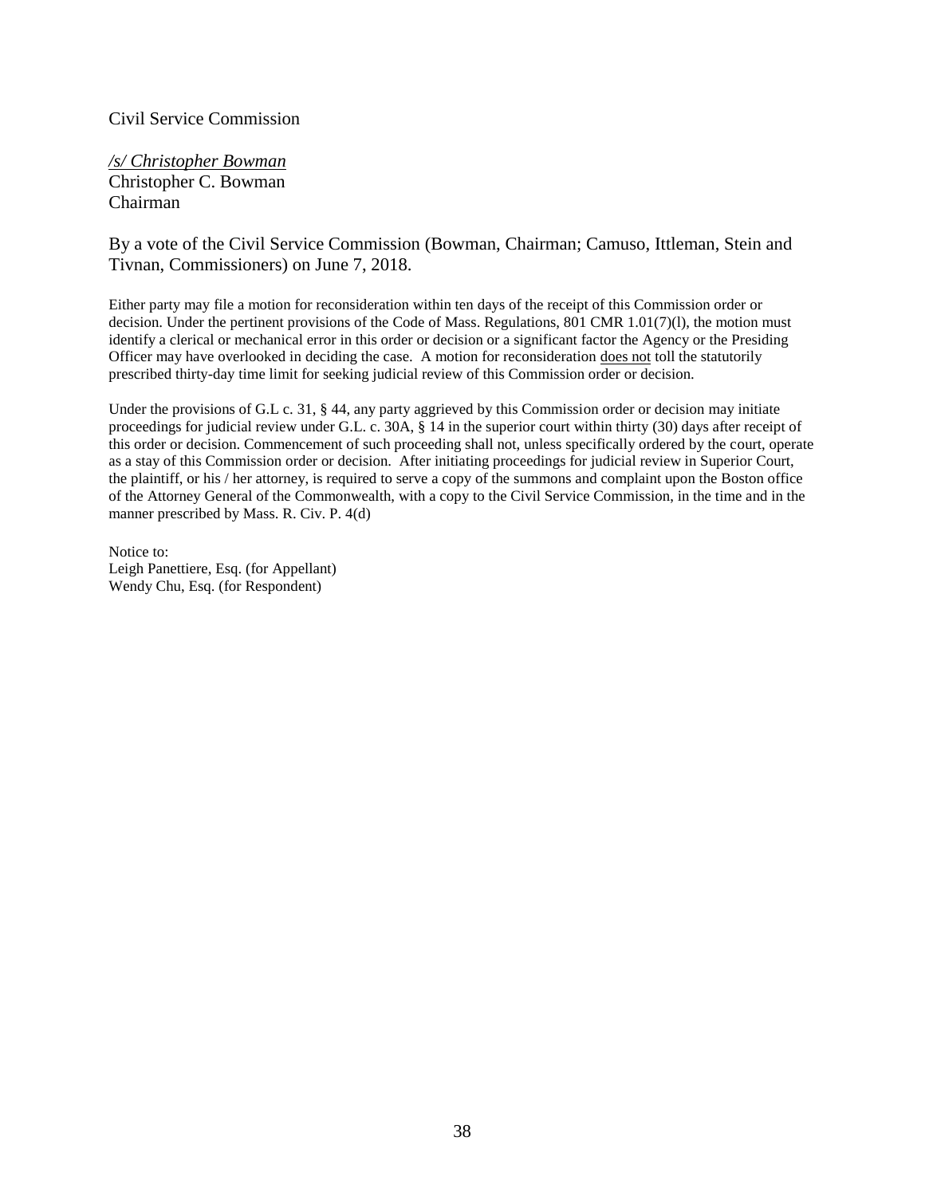Civil Service Commission

*<u>/s/ Christopher Bowman</u>*
Christopher C. Bowman
Chairman

By a vote of the Civil Service Commission (Bowman, Chairman; Camuso, Ittleman, Stein and Tivnan, Commissioners) on June 7, 2018.

Either party may file a motion for reconsideration within ten days of the receipt of this Commission order or decision. Under the pertinent provisions of the Code of Mass. Regulations, 801 CMR 1.01(7)(l), the motion must identify a clerical or mechanical error in this order or decision or a significant factor the Agency or the Presiding Officer may have overlooked in deciding the case. A motion for reconsideration <u>does not</u> toll the statutorily prescribed thirty-day time limit for seeking judicial review of this Commission order or decision.

Under the provisions of G.L c. 31, § 44, any party aggrieved by this Commission order or decision may initiate proceedings for judicial review under G.L. c. 30A, § 14 in the superior court within thirty (30) days after receipt of this order or decision. Commencement of such proceeding shall not, unless specifically ordered by the court, operate as a stay of this Commission order or decision. After initiating proceedings for judicial review in Superior Court, the plaintiff, or his / her attorney, is required to serve a copy of the summons and complaint upon the Boston office of the Attorney General of the Commonwealth, with a copy to the Civil Service Commission, in the time and in the manner prescribed by Mass. R. Civ. P. 4(d)

Notice to:
Leigh Panettiere, Esq. (for Appellant)
Wendy Chu, Esq. (for Respondent)